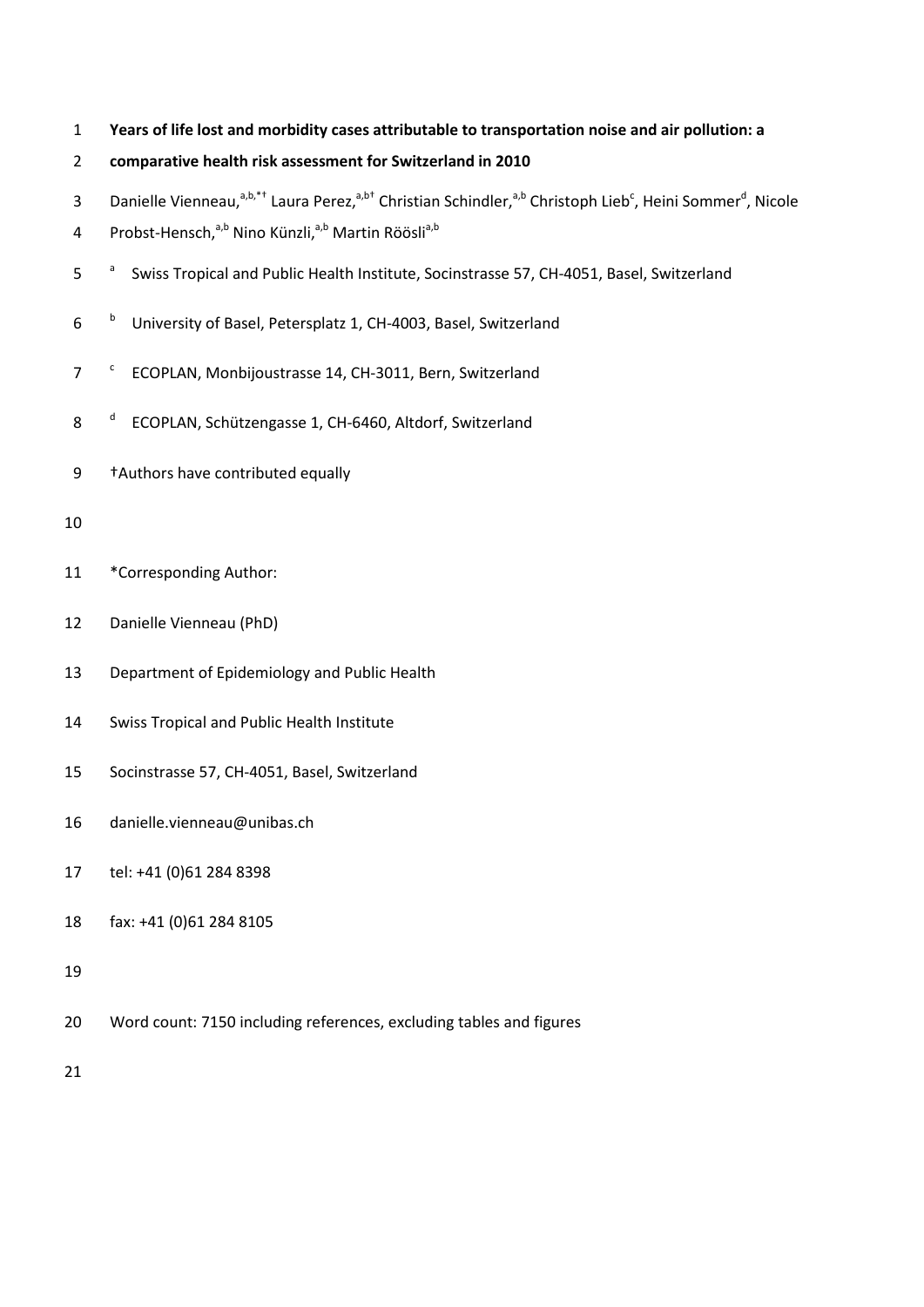# Years of life lost and morbidity cases attributable to transportation noise and air pollution: a comparative health risk assessment for Switzerland in 2010

Danielle Vienneau,[a,b,*†] Laura Perez,[a,b†] Christian Schindler,[a,b] Christoph Lieb[c], Heini Sommer[d], Nicole Probst-Hensch,[a,b] Nino Künzli,[a,b] Martin Röösli[a,b]

[a] Swiss Tropical and Public Health Institute, Socinstrasse 57, CH-4051, Basel, Switzerland

[b] University of Basel, Petersplatz 1, CH-4003, Basel, Switzerland

[c] ECOPLAN, Monbijoustrasse 14, CH-3011, Bern, Switzerland

[d] ECOPLAN, Schützengasse 1, CH-6460, Altdorf, Switzerland

†Authors have contributed equally

*Corresponding Author:

Danielle Vienneau (PhD)

Department of Epidemiology and Public Health

Swiss Tropical and Public Health Institute

Socinstrasse 57, CH-4051, Basel, Switzerland

danielle.vienneau@unibas.ch

tel: +41 (0)61 284 8398

fax: +41 (0)61 284 8105

Word count: 7150 including references, excluding tables and figures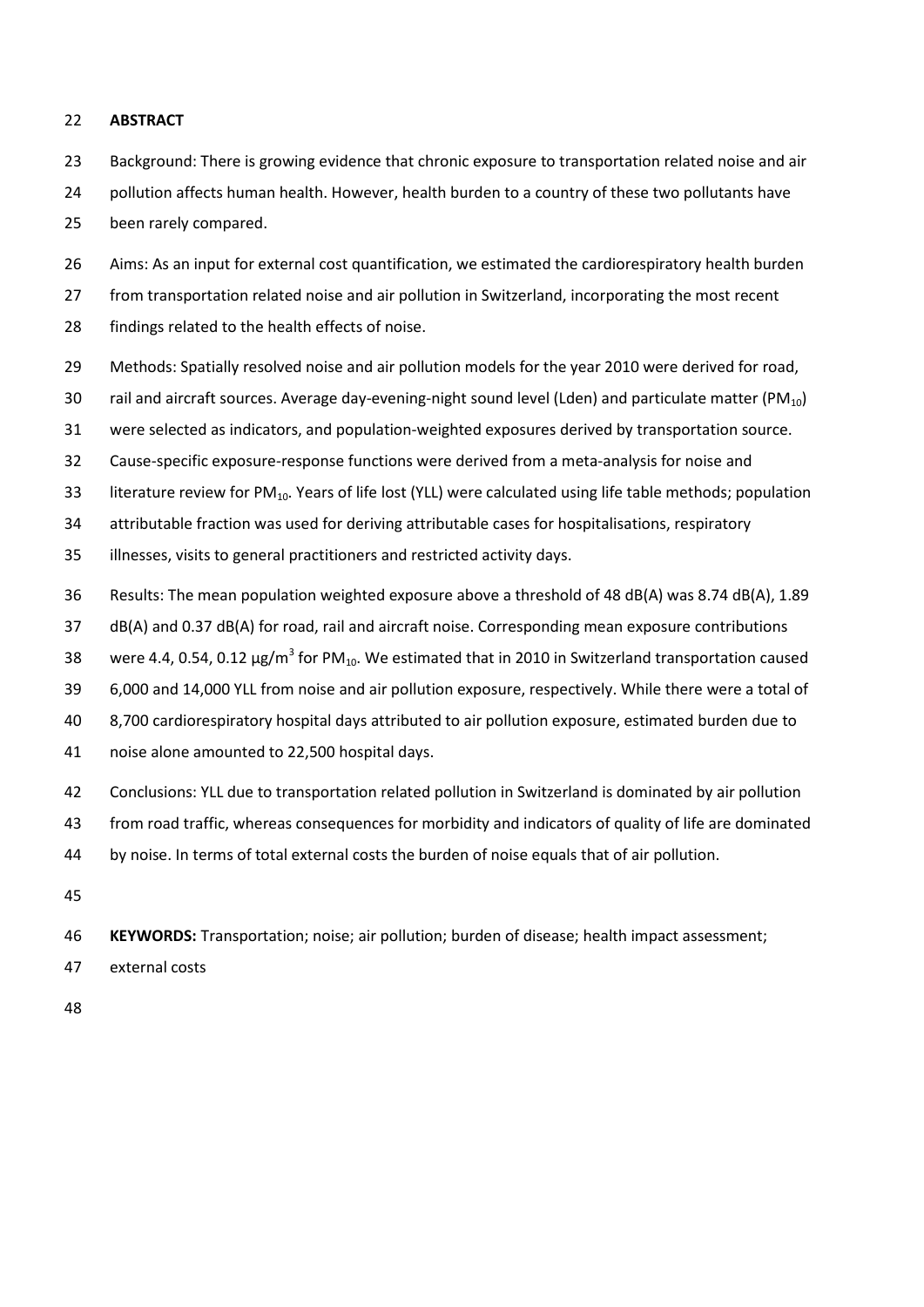**ABSTRACT**

Background: There is growing evidence that chronic exposure to transportation related noise and air pollution affects human health. However, health burden to a country of these two pollutants have been rarely compared.

Aims: As an input for external cost quantification, we estimated the cardiorespiratory health burden from transportation related noise and air pollution in Switzerland, incorporating the most recent findings related to the health effects of noise.

Methods: Spatially resolved noise and air pollution models for the year 2010 were derived for road, rail and aircraft sources. Average day-evening-night sound level (Lden) and particulate matter ($PM_{10}$) were selected as indicators, and population-weighted exposures derived by transportation source. Cause-specific exposure-response functions were derived from a meta-analysis for noise and literature review for $PM_{10}$. Years of life lost (YLL) were calculated using life table methods; population attributable fraction was used for deriving attributable cases for hospitalisations, respiratory illnesses, visits to general practitioners and restricted activity days.

Results: The mean population weighted exposure above a threshold of 48 dB(A) was 8.74 dB(A), 1.89 dB(A) and 0.37 dB(A) for road, rail and aircraft noise. Corresponding mean exposure contributions were 4.4, 0.54, 0.12 μg/m$^3$ for $PM_{10}$. We estimated that in 2010 in Switzerland transportation caused 6,000 and 14,000 YLL from noise and air pollution exposure, respectively. While there were a total of 8,700 cardiorespiratory hospital days attributed to air pollution exposure, estimated burden due to noise alone amounted to 22,500 hospital days.

Conclusions: YLL due to transportation related pollution in Switzerland is dominated by air pollution from road traffic, whereas consequences for morbidity and indicators of quality of life are dominated by noise. In terms of total external costs the burden of noise equals that of air pollution.

**KEYWORDS:** Transportation; noise; air pollution; burden of disease; health impact assessment; external costs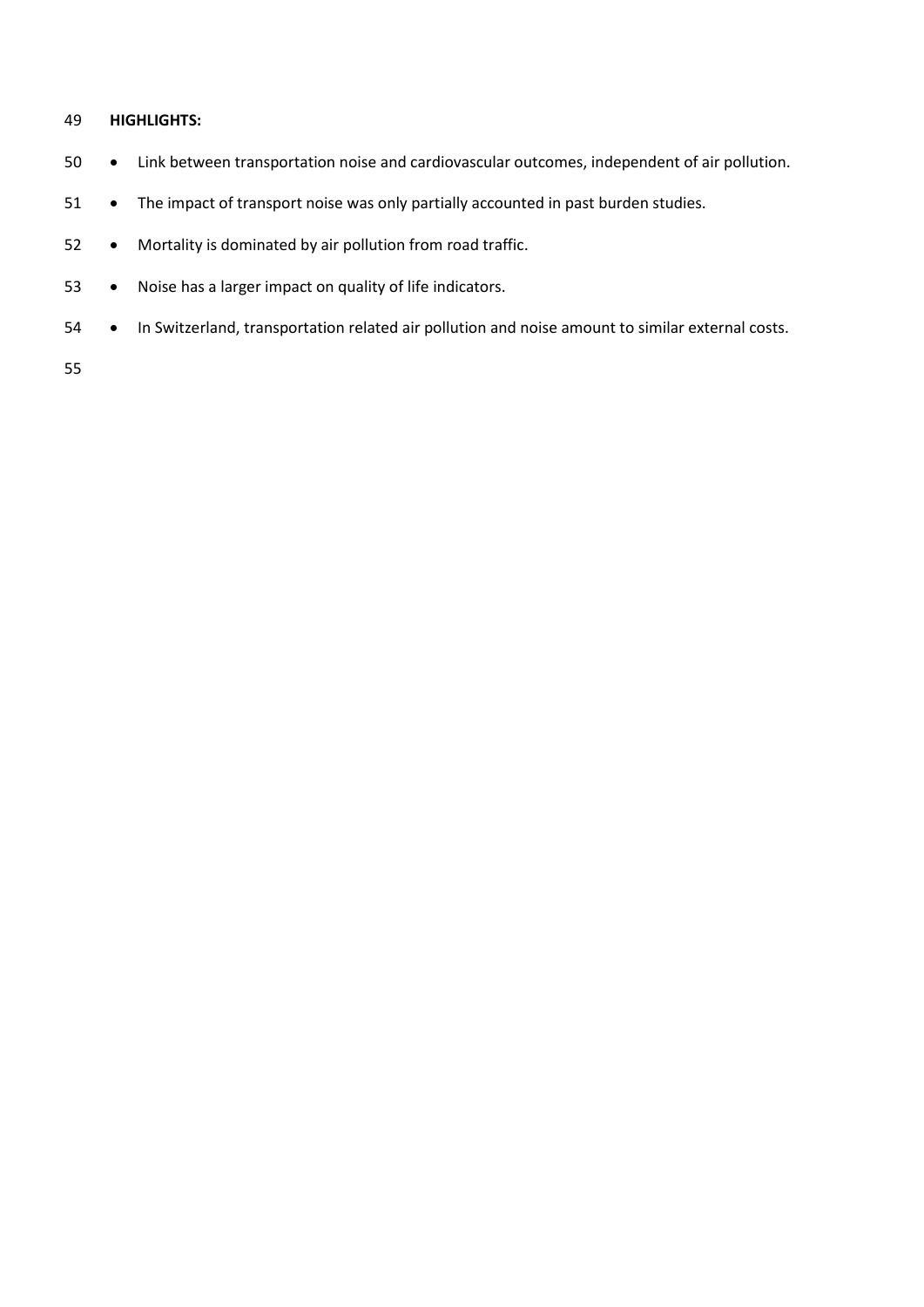**HIGHLIGHTS:**

- Link between transportation noise and cardiovascular outcomes, independent of air pollution.
- The impact of transport noise was only partially accounted in past burden studies.
- Mortality is dominated by air pollution from road traffic.
- Noise has a larger impact on quality of life indicators.
- In Switzerland, transportation related air pollution and noise amount to similar external costs.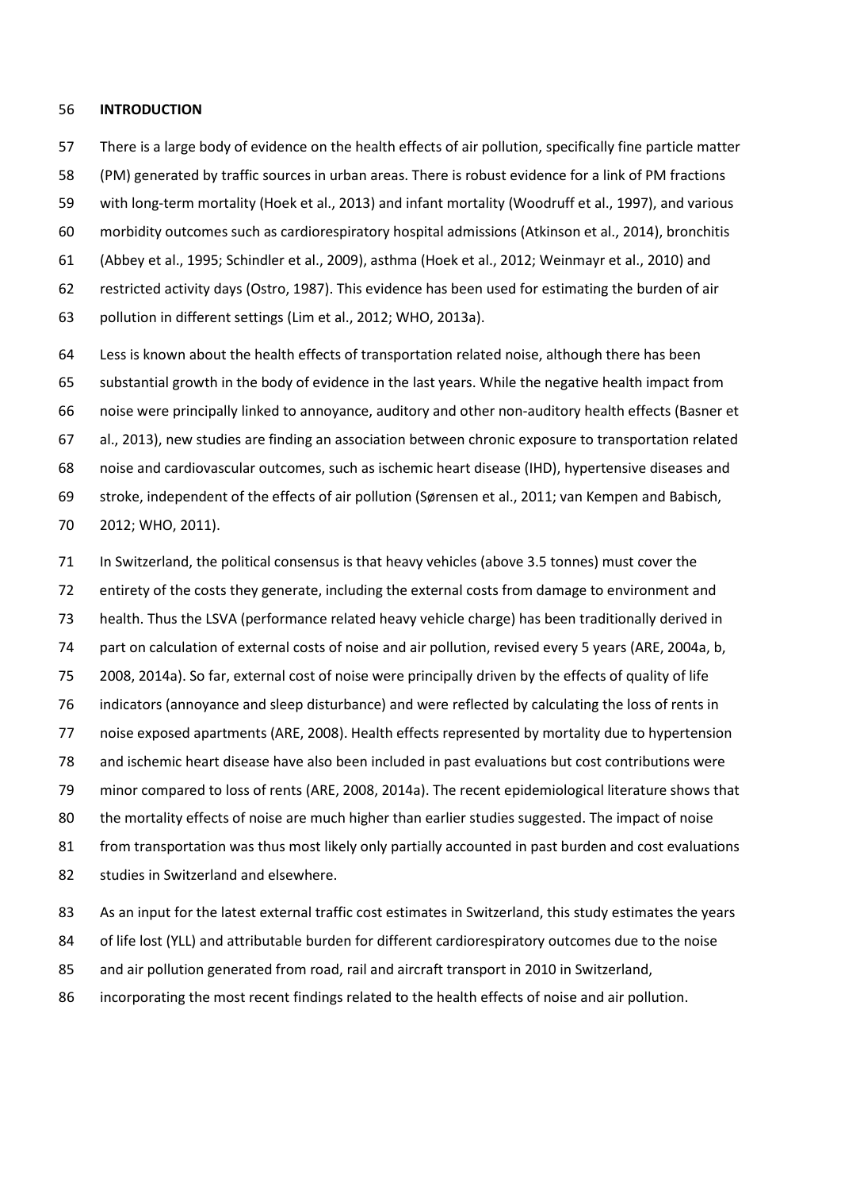## INTRODUCTION

There is a large body of evidence on the health effects of air pollution, specifically fine particle matter (PM) generated by traffic sources in urban areas. There is robust evidence for a link of PM fractions with long-term mortality (Hoek et al., 2013) and infant mortality (Woodruff et al., 1997), and various morbidity outcomes such as cardiorespiratory hospital admissions (Atkinson et al., 2014), bronchitis (Abbey et al., 1995; Schindler et al., 2009), asthma (Hoek et al., 2012; Weinmayr et al., 2010) and restricted activity days (Ostro, 1987). This evidence has been used for estimating the burden of air pollution in different settings (Lim et al., 2012; WHO, 2013a).

Less is known about the health effects of transportation related noise, although there has been substantial growth in the body of evidence in the last years. While the negative health impact from noise were principally linked to annoyance, auditory and other non-auditory health effects (Basner et al., 2013), new studies are finding an association between chronic exposure to transportation related noise and cardiovascular outcomes, such as ischemic heart disease (IHD), hypertensive diseases and stroke, independent of the effects of air pollution (Sørensen et al., 2011; van Kempen and Babisch, 2012; WHO, 2011).

In Switzerland, the political consensus is that heavy vehicles (above 3.5 tonnes) must cover the entirety of the costs they generate, including the external costs from damage to environment and health. Thus the LSVA (performance related heavy vehicle charge) has been traditionally derived in part on calculation of external costs of noise and air pollution, revised every 5 years (ARE, 2004a, b, 2008, 2014a). So far, external cost of noise were principally driven by the effects of quality of life indicators (annoyance and sleep disturbance) and were reflected by calculating the loss of rents in noise exposed apartments (ARE, 2008). Health effects represented by mortality due to hypertension and ischemic heart disease have also been included in past evaluations but cost contributions were minor compared to loss of rents (ARE, 2008, 2014a). The recent epidemiological literature shows that the mortality effects of noise are much higher than earlier studies suggested. The impact of noise from transportation was thus most likely only partially accounted in past burden and cost evaluations studies in Switzerland and elsewhere.

As an input for the latest external traffic cost estimates in Switzerland, this study estimates the years of life lost (YLL) and attributable burden for different cardiorespiratory outcomes due to the noise and air pollution generated from road, rail and aircraft transport in 2010 in Switzerland, incorporating the most recent findings related to the health effects of noise and air pollution.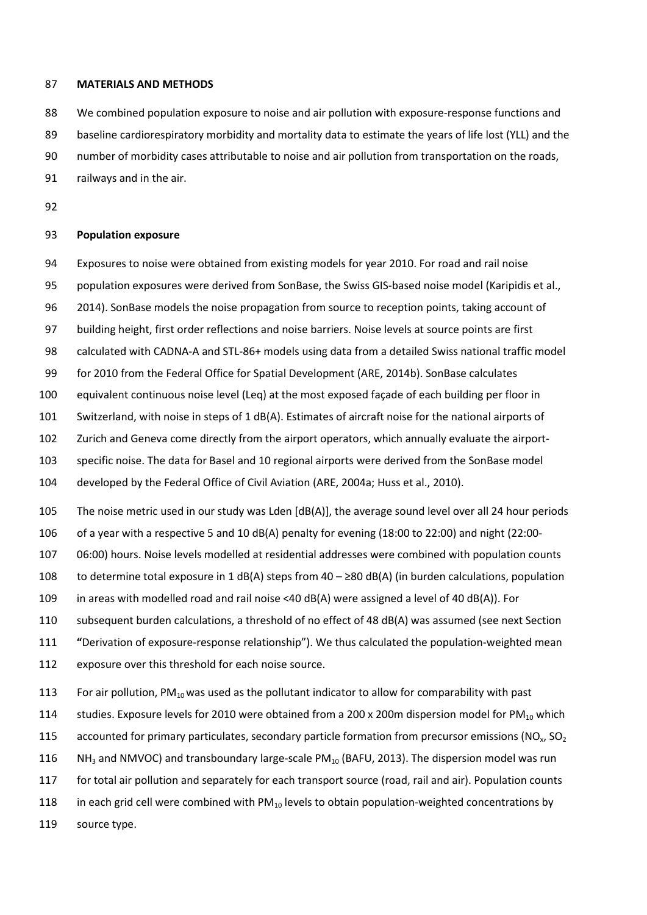## MATERIALS AND METHODS

We combined population exposure to noise and air pollution with exposure-response functions and baseline cardiorespiratory morbidity and mortality data to estimate the years of life lost (YLL) and the number of morbidity cases attributable to noise and air pollution from transportation on the roads, railways and in the air.

### Population exposure

Exposures to noise were obtained from existing models for year 2010. For road and rail noise population exposures were derived from SonBase, the Swiss GIS-based noise model (Karipidis et al., 2014). SonBase models the noise propagation from source to reception points, taking account of building height, first order reflections and noise barriers. Noise levels at source points are first calculated with CADNA-A and STL-86+ models using data from a detailed Swiss national traffic model for 2010 from the Federal Office for Spatial Development (ARE, 2014b). SonBase calculates equivalent continuous noise level (Leq) at the most exposed façade of each building per floor in Switzerland, with noise in steps of 1 dB(A). Estimates of aircraft noise for the national airports of Zurich and Geneva come directly from the airport operators, which annually evaluate the airport-specific noise. The data for Basel and 10 regional airports were derived from the SonBase model developed by the Federal Office of Civil Aviation (ARE, 2004a; Huss et al., 2010).

The noise metric used in our study was Lden [dB(A)], the average sound level over all 24 hour periods of a year with a respective 5 and 10 dB(A) penalty for evening (18:00 to 22:00) and night (22:00-06:00) hours. Noise levels modelled at residential addresses were combined with population counts to determine total exposure in 1 dB(A) steps from 40 – ≥80 dB(A) (in burden calculations, population in areas with modelled road and rail noise <40 dB(A) were assigned a level of 40 dB(A)). For subsequent burden calculations, a threshold of no effect of 48 dB(A) was assumed (see next Section **"**Derivation of exposure-response relationship"). We thus calculated the population-weighted mean exposure over this threshold for each noise source.

For air pollution, $PM_{10}$ was used as the pollutant indicator to allow for comparability with past studies. Exposure levels for 2010 were obtained from a 200 x 200m dispersion model for $PM_{10}$ which accounted for primary particulates, secondary particle formation from precursor emissions ($NO_x$, $SO_2$ $NH_3$ and NMVOC) and transboundary large-scale $PM_{10}$ (BAFU, 2013). The dispersion model was run for total air pollution and separately for each transport source (road, rail and air). Population counts in each grid cell were combined with $PM_{10}$ levels to obtain population-weighted concentrations by source type.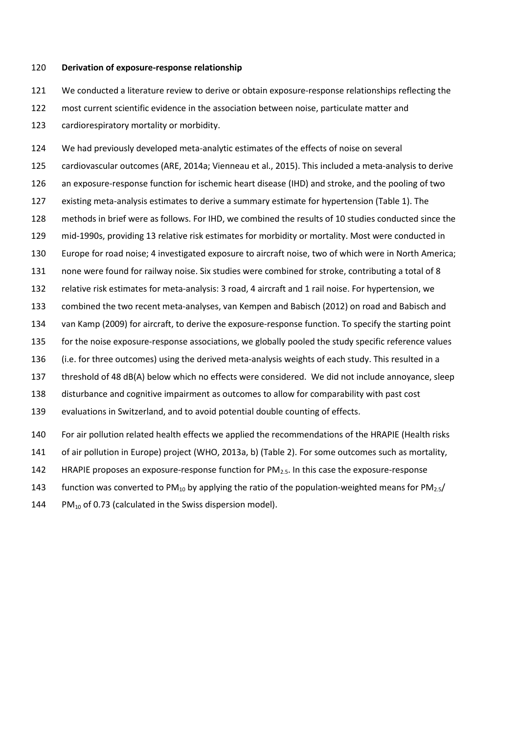**Derivation of exposure-response relationship**

We conducted a literature review to derive or obtain exposure-response relationships reflecting the most current scientific evidence in the association between noise, particulate matter and cardiorespiratory mortality or morbidity.

We had previously developed meta-analytic estimates of the effects of noise on several cardiovascular outcomes (ARE, 2014a; Vienneau et al., 2015). This included a meta-analysis to derive an exposure-response function for ischemic heart disease (IHD) and stroke, and the pooling of two existing meta-analysis estimates to derive a summary estimate for hypertension (Table 1). The methods in brief were as follows. For IHD, we combined the results of 10 studies conducted since the mid-1990s, providing 13 relative risk estimates for morbidity or mortality. Most were conducted in Europe for road noise; 4 investigated exposure to aircraft noise, two of which were in North America; none were found for railway noise. Six studies were combined for stroke, contributing a total of 8 relative risk estimates for meta-analysis: 3 road, 4 aircraft and 1 rail noise. For hypertension, we combined the two recent meta-analyses, van Kempen and Babisch (2012) on road and Babisch and van Kamp (2009) for aircraft, to derive the exposure-response function. To specify the starting point for the noise exposure-response associations, we globally pooled the study specific reference values (i.e. for three outcomes) using the derived meta-analysis weights of each study. This resulted in a threshold of 48 dB(A) below which no effects were considered. We did not include annoyance, sleep disturbance and cognitive impairment as outcomes to allow for comparability with past cost evaluations in Switzerland, and to avoid potential double counting of effects.

For air pollution related health effects we applied the recommendations of the HRAPIE (Health risks of air pollution in Europe) project (WHO, 2013a, b) (Table 2). For some outcomes such as mortality, HRAPIE proposes an exposure-response function for $PM_{2.5}$. In this case the exposure-response function was converted to $PM_{10}$ by applying the ratio of the population-weighted means for $PM_{2.5}$/ $PM_{10}$ of 0.73 (calculated in the Swiss dispersion model).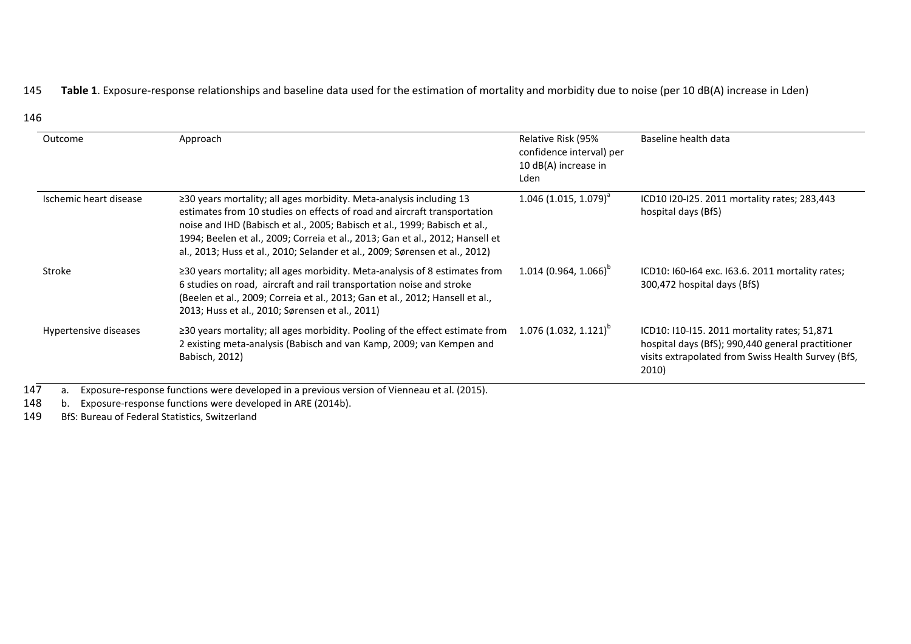**Table 1**. Exposure-response relationships and baseline data used for the estimation of mortality and morbidity due to noise (per 10 dB(A) increase in Lden)

| Outcome | Approach | Relative Risk (95% confidence interval) per 10 dB(A) increase in Lden | Baseline health data |
|---|---|---|---|
| Ischemic heart disease | ≥30 years mortality; all ages morbidity. Meta-analysis including 13 estimates from 10 studies on effects of road and aircraft transportation noise and IHD (Babisch et al., 2005; Babisch et al., 1999; Babisch et al., 1994; Beelen et al., 2009; Correia et al., 2013; Gan et al., 2012; Hansell et al., 2013; Huss et al., 2010; Selander et al., 2009; Sørensen et al., 2012) | 1.046 (1.015, 1.079)[a] | ICD10 I20-I25. 2011 mortality rates; 283,443 hospital days (BfS) |
| Stroke | ≥30 years mortality; all ages morbidity. Meta-analysis of 8 estimates from 6 studies on road, aircraft and rail transportation noise and stroke (Beelen et al., 2009; Correia et al., 2013; Gan et al., 2012; Hansell et al., 2013; Huss et al., 2010; Sørensen et al., 2011) | 1.014 (0.964, 1.066)[b] | ICD10: I60-I64 exc. I63.6. 2011 mortality rates; 300,472 hospital days (BfS) |
| Hypertensive diseases | ≥30 years mortality; all ages morbidity. Pooling of the effect estimate from 2 existing meta-analysis (Babisch and van Kamp, 2009; van Kempen and Babisch, 2012) | 1.076 (1.032, 1.121)[b] | ICD10: I10-I15. 2011 mortality rates; 51,871 hospital days (BfS); 990,440 general practitioner visits extrapolated from Swiss Health Survey (BfS, 2010) |

a. Exposure-response functions were developed in a previous version of Vienneau et al. (2015).

b. Exposure-response functions were developed in ARE (2014b).

BfS: Bureau of Federal Statistics, Switzerland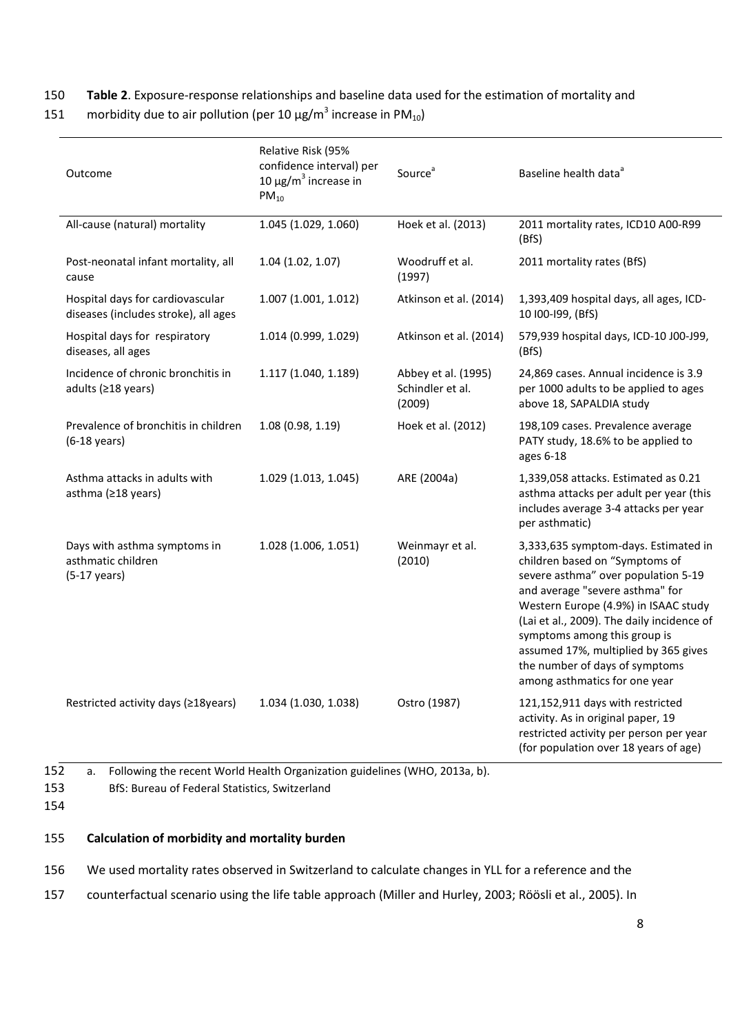**Table 2**. Exposure-response relationships and baseline data used for the estimation of mortality and morbidity due to air pollution (per 10 μg/m$^3$ increase in $PM_{10}$)

| Outcome | Relative Risk (95% confidence interval) per 10 μg/m$^3$ increase in $PM_{10}$ | Source[a] | Baseline health data[a] |
|---|---|---|---|
| All-cause (natural) mortality | 1.045 (1.029, 1.060) | Hoek et al. (2013) | 2011 mortality rates, ICD10 A00-R99 (BfS) |
| Post-neonatal infant mortality, all cause | 1.04 (1.02, 1.07) | Woodruff et al. (1997) | 2011 mortality rates (BfS) |
| Hospital days for cardiovascular diseases (includes stroke), all ages | 1.007 (1.001, 1.012) | Atkinson et al. (2014) | 1,393,409 hospital days, all ages, ICD-10 I00-I99, (BfS) |
| Hospital days for respiratory diseases, all ages | 1.014 (0.999, 1.029) | Atkinson et al. (2014) | 579,939 hospital days, ICD-10 J00-J99, (BfS) |
| Incidence of chronic bronchitis in adults (≥18 years) | 1.117 (1.040, 1.189) | Abbey et al. (1995) Schindler et al. (2009) | 24,869 cases. Annual incidence is 3.9 per 1000 adults to be applied to ages above 18, SAPALDIA study |
| Prevalence of bronchitis in children (6-18 years) | 1.08 (0.98, 1.19) | Hoek et al. (2012) | 198,109 cases. Prevalence average PATY study, 18.6% to be applied to ages 6-18 |
| Asthma attacks in adults with asthma (≥18 years) | 1.029 (1.013, 1.045) | ARE (2004a) | 1,339,058 attacks. Estimated as 0.21 asthma attacks per adult per year (this includes average 3-4 attacks per year per asthmatic) |
| Days with asthma symptoms in asthmatic children (5-17 years) | 1.028 (1.006, 1.051) | Weinmayr et al. (2010) | 3,333,635 symptom-days. Estimated in children based on "Symptoms of severe asthma" over population 5-19 and average "severe asthma" for Western Europe (4.9%) in ISAAC study (Lai et al., 2009). The daily incidence of symptoms among this group is assumed 17%, multiplied by 365 gives the number of days of symptoms among asthmatics for one year |
| Restricted activity days (≥18years) | 1.034 (1.030, 1.038) | Ostro (1987) | 121,152,911 days with restricted activity. As in original paper, 19 restricted activity per person per year (for population over 18 years of age) |

a. Following the recent World Health Organization guidelines (WHO, 2013a, b).
BfS: Bureau of Federal Statistics, Switzerland

## Calculation of morbidity and mortality burden

We used mortality rates observed in Switzerland to calculate changes in YLL for a reference and the counterfactual scenario using the life table approach (Miller and Hurley, 2003; Röösli et al., 2005). In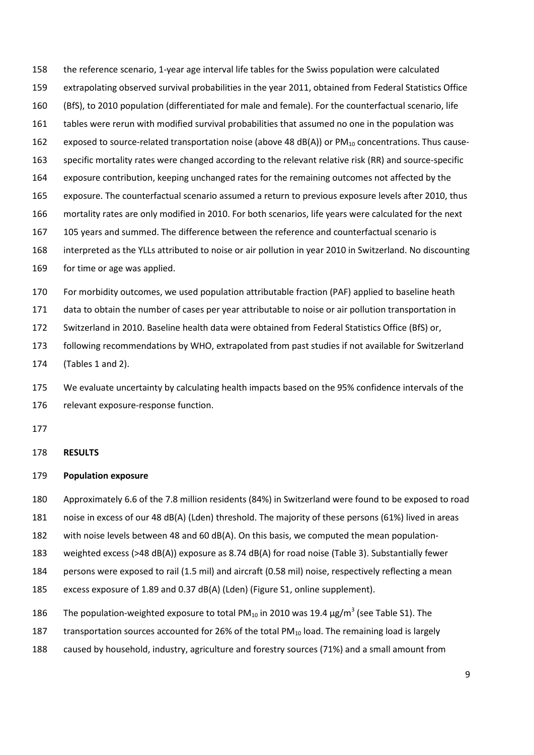the reference scenario, 1-year age interval life tables for the Swiss population were calculated extrapolating observed survival probabilities in the year 2011, obtained from Federal Statistics Office (BfS), to 2010 population (differentiated for male and female). For the counterfactual scenario, life tables were rerun with modified survival probabilities that assumed no one in the population was exposed to source-related transportation noise (above 48 dB(A)) or $PM_{10}$ concentrations. Thus cause-specific mortality rates were changed according to the relevant relative risk (RR) and source-specific exposure contribution, keeping unchanged rates for the remaining outcomes not affected by the exposure. The counterfactual scenario assumed a return to previous exposure levels after 2010, thus mortality rates are only modified in 2010. For both scenarios, life years were calculated for the next 105 years and summed. The difference between the reference and counterfactual scenario is interpreted as the YLLs attributed to noise or air pollution in year 2010 in Switzerland. No discounting for time or age was applied.

For morbidity outcomes, we used population attributable fraction (PAF) applied to baseline heath data to obtain the number of cases per year attributable to noise or air pollution transportation in Switzerland in 2010. Baseline health data were obtained from Federal Statistics Office (BfS) or, following recommendations by WHO, extrapolated from past studies if not available for Switzerland (Tables 1 and 2).

We evaluate uncertainty by calculating health impacts based on the 95% confidence intervals of the relevant exposure-response function.

**RESULTS**

**Population exposure**

Approximately 6.6 of the 7.8 million residents (84%) in Switzerland were found to be exposed to road noise in excess of our 48 dB(A) (Lden) threshold. The majority of these persons (61%) lived in areas with noise levels between 48 and 60 dB(A). On this basis, we computed the mean population-weighted excess (>48 dB(A)) exposure as 8.74 dB(A) for road noise (Table 3). Substantially fewer persons were exposed to rail (1.5 mil) and aircraft (0.58 mil) noise, respectively reflecting a mean excess exposure of 1.89 and 0.37 dB(A) (Lden) (Figure S1, online supplement).

The population-weighted exposure to total $PM_{10}$ in 2010 was 19.4 $\mu g/m^3$ (see Table S1). The transportation sources accounted for 26% of the total $PM_{10}$ load. The remaining load is largely caused by household, industry, agriculture and forestry sources (71%) and a small amount from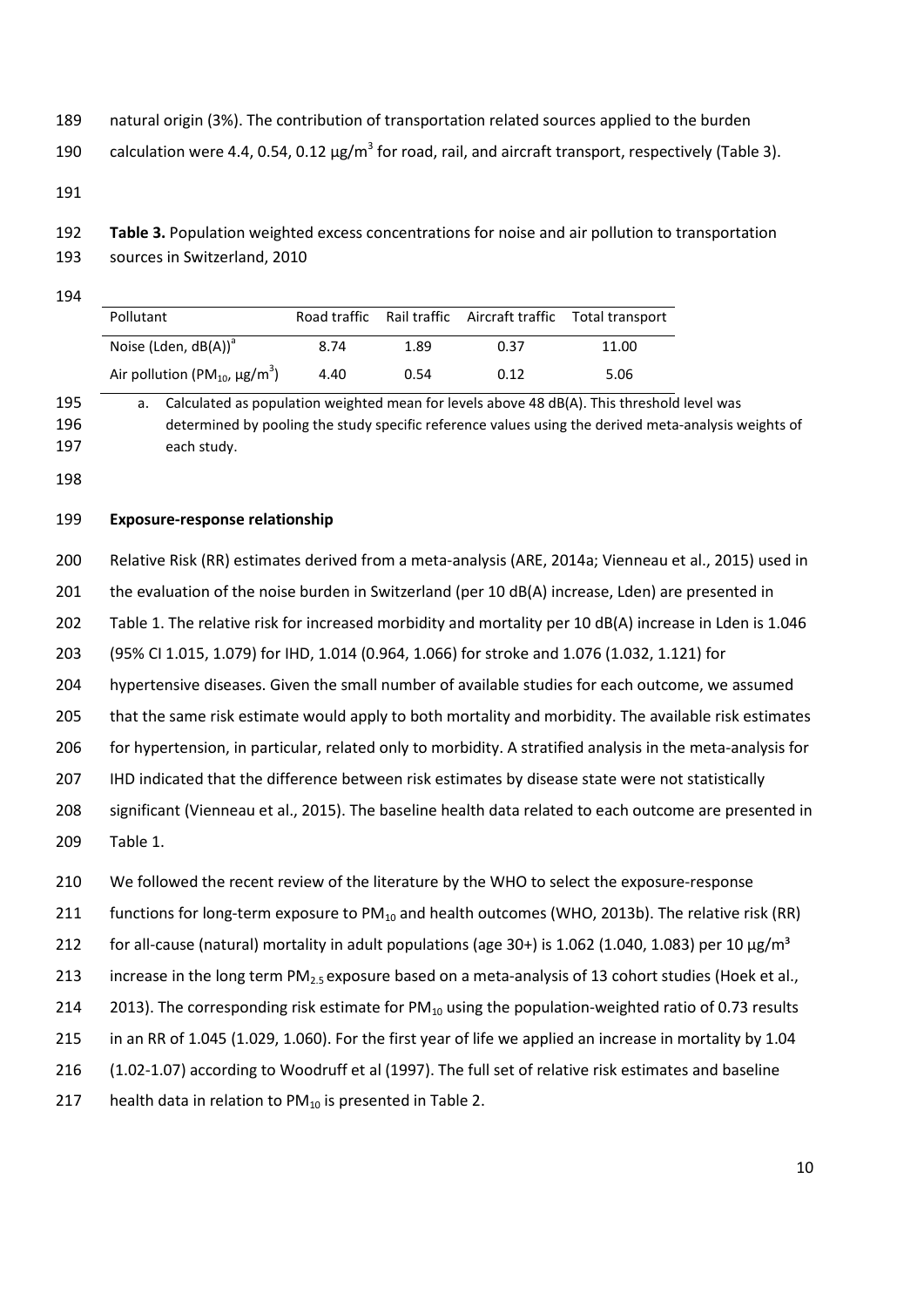natural origin (3%). The contribution of transportation related sources applied to the burden calculation were 4.4, 0.54, 0.12 μg/m$^3$ for road, rail, and aircraft transport, respectively (Table 3).

**Table 3.** Population weighted excess concentrations for noise and air pollution to transportation sources in Switzerland, 2010

| Pollutant | Road traffic | Rail traffic | Aircraft traffic | Total transport |
|---|---|---|---|---|
| Noise (Lden, dB(A))[a] | 8.74 | 1.89 | 0.37 | 11.00 |
| Air pollution ($PM_{10}$, μg/m$^3$) | 4.40 | 0.54 | 0.12 | 5.06 |

a. Calculated as population weighted mean for levels above 48 dB(A). This threshold level was determined by pooling the study specific reference values using the derived meta-analysis weights of each study.

**Exposure-response relationship**

Relative Risk (RR) estimates derived from a meta-analysis (ARE, 2014a; Vienneau et al., 2015) used in the evaluation of the noise burden in Switzerland (per 10 dB(A) increase, Lden) are presented in Table 1. The relative risk for increased morbidity and mortality per 10 dB(A) increase in Lden is 1.046 (95% CI 1.015, 1.079) for IHD, 1.014 (0.964, 1.066) for stroke and 1.076 (1.032, 1.121) for hypertensive diseases. Given the small number of available studies for each outcome, we assumed that the same risk estimate would apply to both mortality and morbidity. The available risk estimates for hypertension, in particular, related only to morbidity. A stratified analysis in the meta-analysis for IHD indicated that the difference between risk estimates by disease state were not statistically significant (Vienneau et al., 2015). The baseline health data related to each outcome are presented in Table 1.

We followed the recent review of the literature by the WHO to select the exposure-response functions for long-term exposure to $PM_{10}$ and health outcomes (WHO, 2013b). The relative risk (RR) for all-cause (natural) mortality in adult populations (age 30+) is 1.062 (1.040, 1.083) per 10 μg/m³ increase in the long term $PM_{2.5}$ exposure based on a meta-analysis of 13 cohort studies (Hoek et al., 2013). The corresponding risk estimate for $PM_{10}$ using the population-weighted ratio of 0.73 results in an RR of 1.045 (1.029, 1.060). For the first year of life we applied an increase in mortality by 1.04 (1.02-1.07) according to Woodruff et al (1997). The full set of relative risk estimates and baseline health data in relation to $PM_{10}$ is presented in Table 2.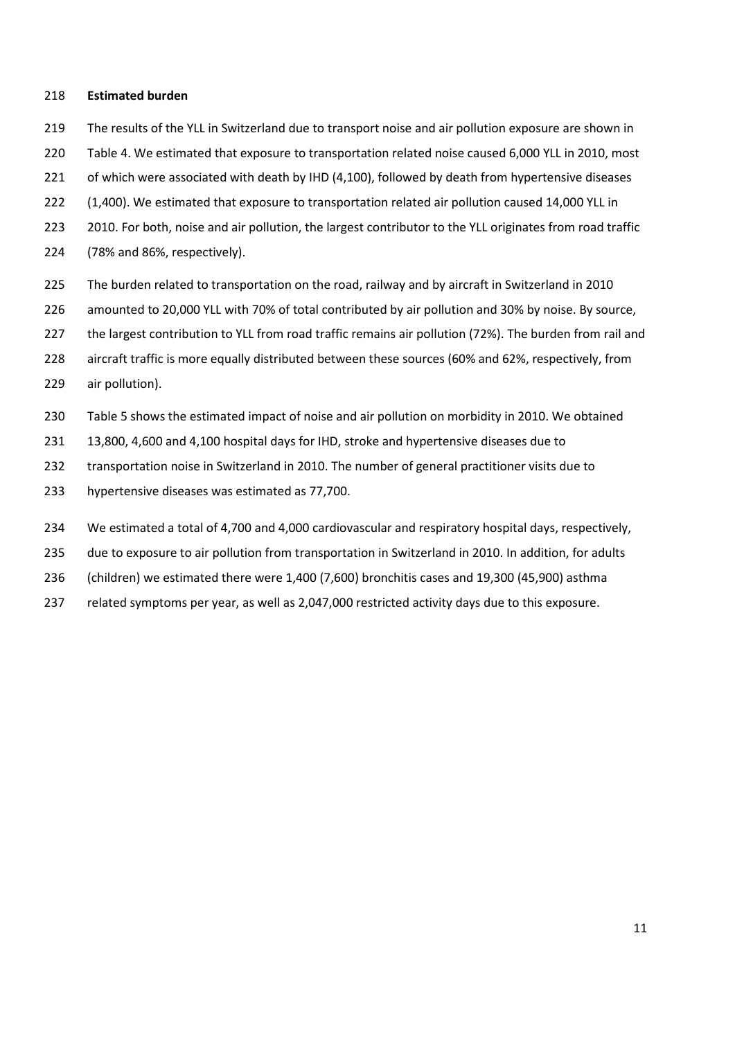**Estimated burden**

The results of the YLL in Switzerland due to transport noise and air pollution exposure are shown in Table 4. We estimated that exposure to transportation related noise caused 6,000 YLL in 2010, most of which were associated with death by IHD (4,100), followed by death from hypertensive diseases (1,400). We estimated that exposure to transportation related air pollution caused 14,000 YLL in 2010. For both, noise and air pollution, the largest contributor to the YLL originates from road traffic (78% and 86%, respectively).

The burden related to transportation on the road, railway and by aircraft in Switzerland in 2010 amounted to 20,000 YLL with 70% of total contributed by air pollution and 30% by noise. By source, the largest contribution to YLL from road traffic remains air pollution (72%). The burden from rail and aircraft traffic is more equally distributed between these sources (60% and 62%, respectively, from air pollution).

Table 5 shows the estimated impact of noise and air pollution on morbidity in 2010. We obtained 13,800, 4,600 and 4,100 hospital days for IHD, stroke and hypertensive diseases due to transportation noise in Switzerland in 2010. The number of general practitioner visits due to hypertensive diseases was estimated as 77,700.

We estimated a total of 4,700 and 4,000 cardiovascular and respiratory hospital days, respectively, due to exposure to air pollution from transportation in Switzerland in 2010. In addition, for adults (children) we estimated there were 1,400 (7,600) bronchitis cases and 19,300 (45,900) asthma related symptoms per year, as well as 2,047,000 restricted activity days due to this exposure.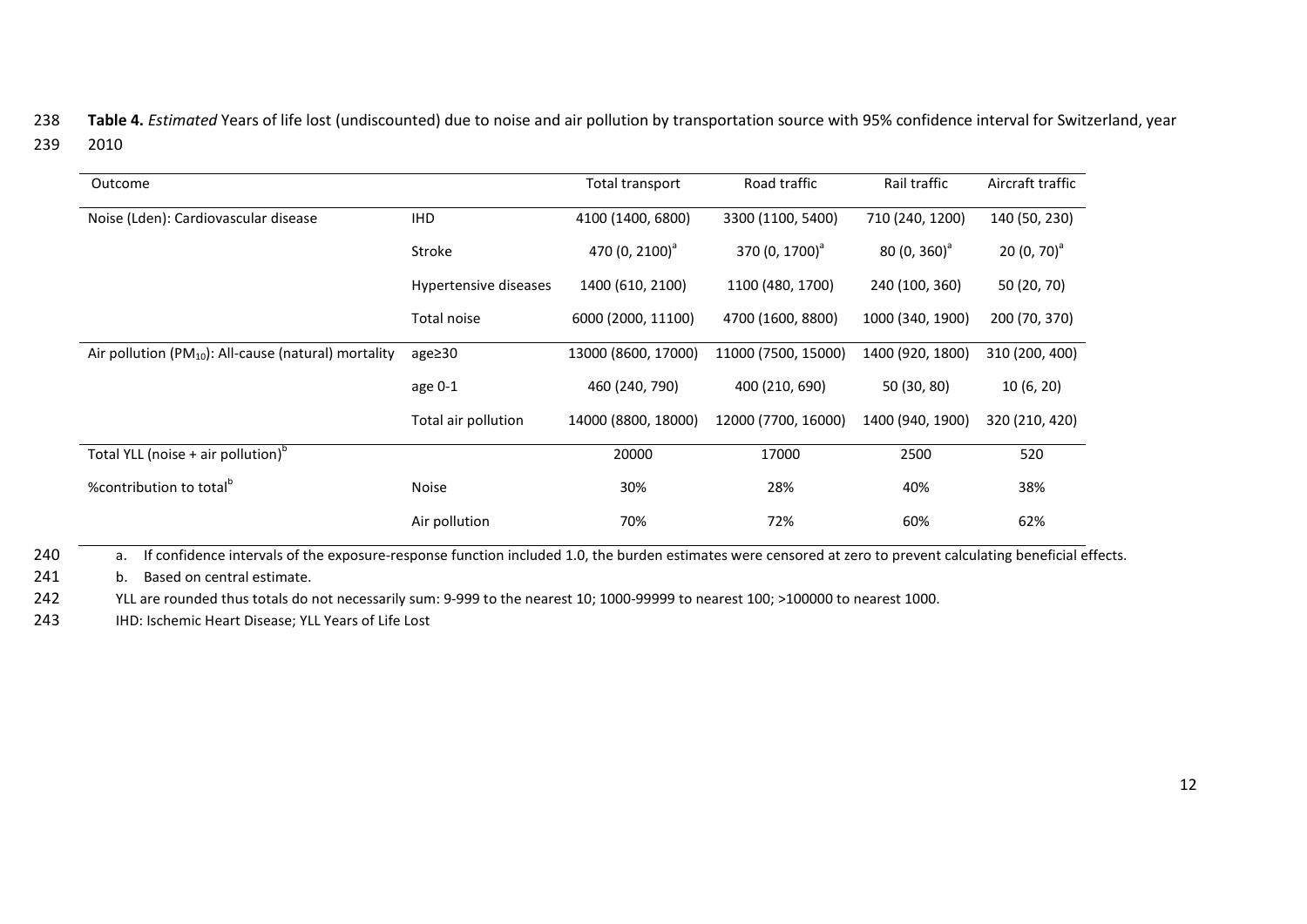**Table 4.** *Estimated* Years of life lost (undiscounted) due to noise and air pollution by transportation source with 95% confidence interval for Switzerland, year 2010

| Outcome | | Total transport | Road traffic | Rail traffic | Aircraft traffic |
|---|---|---|---|---|---|
| Noise (Lden): Cardiovascular disease | IHD | 4100 (1400, 6800) | 3300 (1100, 5400) | 710 (240, 1200) | 140 (50, 230) |
| | Stroke | 470 (0, 2100)[a] | 370 (0, 1700)[a] | 80 (0, 360)[a] | 20 (0, 70)[a] |
| | Hypertensive diseases | 1400 (610, 2100) | 1100 (480, 1700) | 240 (100, 360) | 50 (20, 70) |
| | Total noise | 6000 (2000, 11100) | 4700 (1600, 8800) | 1000 (340, 1900) | 200 (70, 370) |
| Air pollution ($PM_{10}$): All-cause (natural) mortality | age≥30 | 13000 (8600, 17000) | 11000 (7500, 15000) | 1400 (920, 1800) | 310 (200, 400) |
| | age 0-1 | 460 (240, 790) | 400 (210, 690) | 50 (30, 80) | 10 (6, 20) |
| | Total air pollution | 14000 (8800, 18000) | 12000 (7700, 16000) | 1400 (940, 1900) | 320 (210, 420) |
| Total YLL (noise + air pollution)[b] | | 20000 | 17000 | 2500 | 520 |
| %contribution to total[b] | Noise | 30% | 28% | 40% | 38% |
| | Air pollution | 70% | 72% | 60% | 62% |

a. If confidence intervals of the exposure-response function included 1.0, the burden estimates were censored at zero to prevent calculating beneficial effects.

b. Based on central estimate.

YLL are rounded thus totals do not necessarily sum: 9-999 to the nearest 10; 1000-99999 to nearest 100; >100000 to nearest 1000.

IHD: Ischemic Heart Disease; YLL Years of Life Lost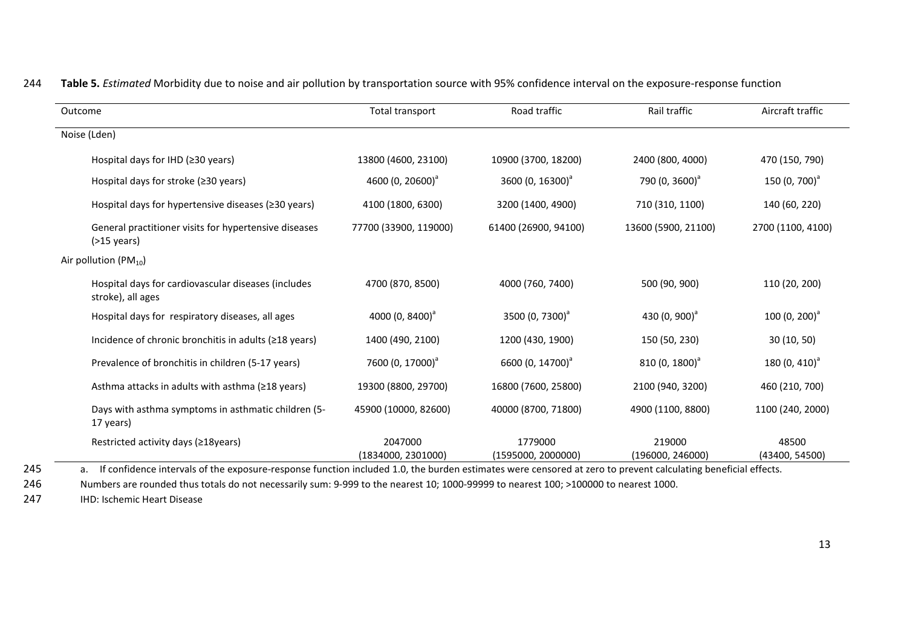**Table 5.** *Estimated* Morbidity due to noise and air pollution by transportation source with 95% confidence interval on the exposure-response function

| Outcome | Total transport | Road traffic | Rail traffic | Aircraft traffic |
|---|---|---|---|---|
| Noise (Lden) | | | | |
| Hospital days for IHD (≥30 years) | 13800 (4600, 23100) | 10900 (3700, 18200) | 2400 (800, 4000) | 470 (150, 790) |
| Hospital days for stroke (≥30 years) | 4600 (0, 20600)[a] | 3600 (0, 16300)[a] | 790 (0, 3600)[a] | 150 (0, 700)[a] |
| Hospital days for hypertensive diseases (≥30 years) | 4100 (1800, 6300) | 3200 (1400, 4900) | 710 (310, 1100) | 140 (60, 220) |
| General practitioner visits for hypertensive diseases (>15 years) | 77700 (33900, 119000) | 61400 (26900, 94100) | 13600 (5900, 21100) | 2700 (1100, 4100) |
| Air pollution ($PM_{10}$) | | | | |
| Hospital days for cardiovascular diseases (includes stroke), all ages | 4700 (870, 8500) | 4000 (760, 7400) | 500 (90, 900) | 110 (20, 200) |
| Hospital days for respiratory diseases, all ages | 4000 (0, 8400)[a] | 3500 (0, 7300)[a] | 430 (0, 900)[a] | 100 (0, 200)[a] |
| Incidence of chronic bronchitis in adults (≥18 years) | 1400 (490, 2100) | 1200 (430, 1900) | 150 (50, 230) | 30 (10, 50) |
| Prevalence of bronchitis in children (5-17 years) | 7600 (0, 17000)[a] | 6600 (0, 14700)[a] | 810 (0, 1800)[a] | 180 (0, 410)[a] |
| Asthma attacks in adults with asthma (≥18 years) | 19300 (8800, 29700) | 16800 (7600, 25800) | 2100 (940, 3200) | 460 (210, 700) |
| Days with asthma symptoms in asthmatic children (5-17 years) | 45900 (10000, 82600) | 40000 (8700, 71800) | 4900 (1100, 8800) | 1100 (240, 2000) |
| Restricted activity days (≥18years) | 2047000 (1834000, 2301000) | 1779000 (1595000, 2000000) | 219000 (196000, 246000) | 48500 (43400, 54500) |

a. If confidence intervals of the exposure-response function included 1.0, the burden estimates were censored at zero to prevent calculating beneficial effects.

Numbers are rounded thus totals do not necessarily sum: 9-999 to the nearest 10; 1000-99999 to nearest 100; >100000 to nearest 1000.

IHD: Ischemic Heart Disease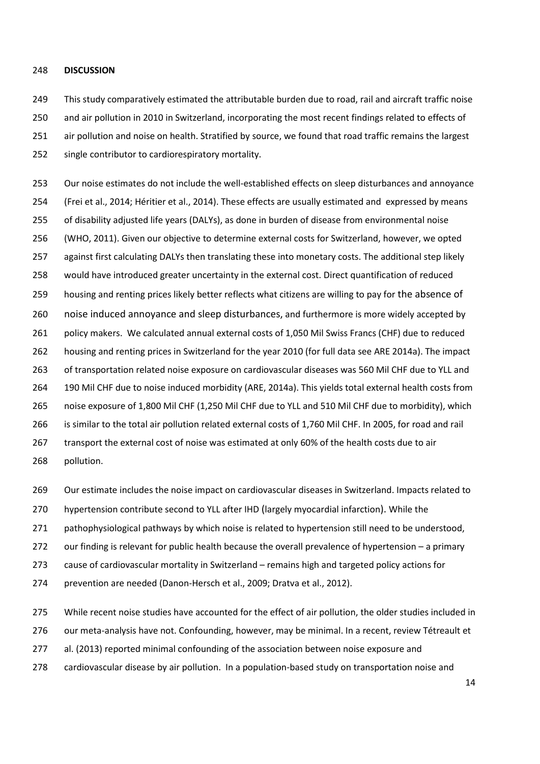**DISCUSSION**

This study comparatively estimated the attributable burden due to road, rail and aircraft traffic noise and air pollution in 2010 in Switzerland, incorporating the most recent findings related to effects of air pollution and noise on health. Stratified by source, we found that road traffic remains the largest single contributor to cardiorespiratory mortality.

Our noise estimates do not include the well-established effects on sleep disturbances and annoyance (Frei et al., 2014; Héritier et al., 2014). These effects are usually estimated and expressed by means of disability adjusted life years (DALYs), as done in burden of disease from environmental noise (WHO, 2011). Given our objective to determine external costs for Switzerland, however, we opted against first calculating DALYs then translating these into monetary costs. The additional step likely would have introduced greater uncertainty in the external cost. Direct quantification of reduced housing and renting prices likely better reflects what citizens are willing to pay for the absence of noise induced annoyance and sleep disturbances, and furthermore is more widely accepted by policy makers. We calculated annual external costs of 1,050 Mil Swiss Francs (CHF) due to reduced housing and renting prices in Switzerland for the year 2010 (for full data see ARE 2014a). The impact of transportation related noise exposure on cardiovascular diseases was 560 Mil CHF due to YLL and 190 Mil CHF due to noise induced morbidity (ARE, 2014a). This yields total external health costs from noise exposure of 1,800 Mil CHF (1,250 Mil CHF due to YLL and 510 Mil CHF due to morbidity), which is similar to the total air pollution related external costs of 1,760 Mil CHF. In 2005, for road and rail transport the external cost of noise was estimated at only 60% of the health costs due to air pollution.

Our estimate includes the noise impact on cardiovascular diseases in Switzerland. Impacts related to hypertension contribute second to YLL after IHD (largely myocardial infarction). While the pathophysiological pathways by which noise is related to hypertension still need to be understood, our finding is relevant for public health because the overall prevalence of hypertension – a primary cause of cardiovascular mortality in Switzerland – remains high and targeted policy actions for prevention are needed (Danon-Hersch et al., 2009; Dratva et al., 2012).

While recent noise studies have accounted for the effect of air pollution, the older studies included in our meta-analysis have not. Confounding, however, may be minimal. In a recent, review Tétreault et al. (2013) reported minimal confounding of the association between noise exposure and cardiovascular disease by air pollution. In a population-based study on transportation noise and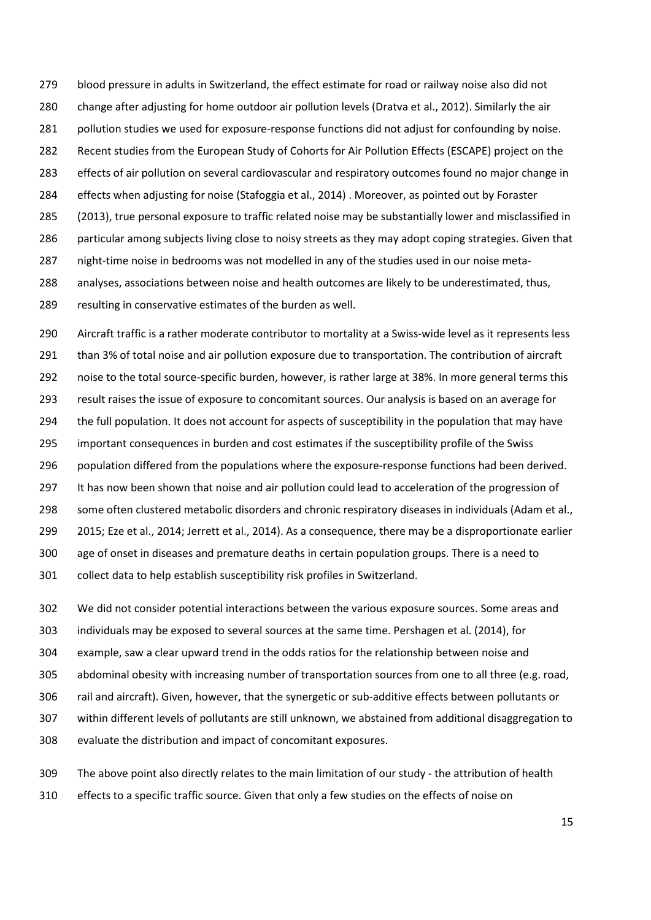blood pressure in adults in Switzerland, the effect estimate for road or railway noise also did not change after adjusting for home outdoor air pollution levels (Dratva et al., 2012). Similarly the air pollution studies we used for exposure-response functions did not adjust for confounding by noise. Recent studies from the European Study of Cohorts for Air Pollution Effects (ESCAPE) project on the effects of air pollution on several cardiovascular and respiratory outcomes found no major change in effects when adjusting for noise (Stafoggia et al., 2014) . Moreover, as pointed out by Foraster (2013), true personal exposure to traffic related noise may be substantially lower and misclassified in particular among subjects living close to noisy streets as they may adopt coping strategies. Given that night-time noise in bedrooms was not modelled in any of the studies used in our noise meta-analyses, associations between noise and health outcomes are likely to be underestimated, thus, resulting in conservative estimates of the burden as well.

Aircraft traffic is a rather moderate contributor to mortality at a Swiss-wide level as it represents less than 3% of total noise and air pollution exposure due to transportation. The contribution of aircraft noise to the total source-specific burden, however, is rather large at 38%. In more general terms this result raises the issue of exposure to concomitant sources. Our analysis is based on an average for the full population. It does not account for aspects of susceptibility in the population that may have important consequences in burden and cost estimates if the susceptibility profile of the Swiss population differed from the populations where the exposure-response functions had been derived. It has now been shown that noise and air pollution could lead to acceleration of the progression of some often clustered metabolic disorders and chronic respiratory diseases in individuals (Adam et al., 2015; Eze et al., 2014; Jerrett et al., 2014). As a consequence, there may be a disproportionate earlier age of onset in diseases and premature deaths in certain population groups. There is a need to collect data to help establish susceptibility risk profiles in Switzerland.

We did not consider potential interactions between the various exposure sources. Some areas and individuals may be exposed to several sources at the same time. Pershagen et al. (2014), for example, saw a clear upward trend in the odds ratios for the relationship between noise and abdominal obesity with increasing number of transportation sources from one to all three (e.g. road, rail and aircraft). Given, however, that the synergetic or sub-additive effects between pollutants or within different levels of pollutants are still unknown, we abstained from additional disaggregation to evaluate the distribution and impact of concomitant exposures.

The above point also directly relates to the main limitation of our study - the attribution of health effects to a specific traffic source. Given that only a few studies on the effects of noise on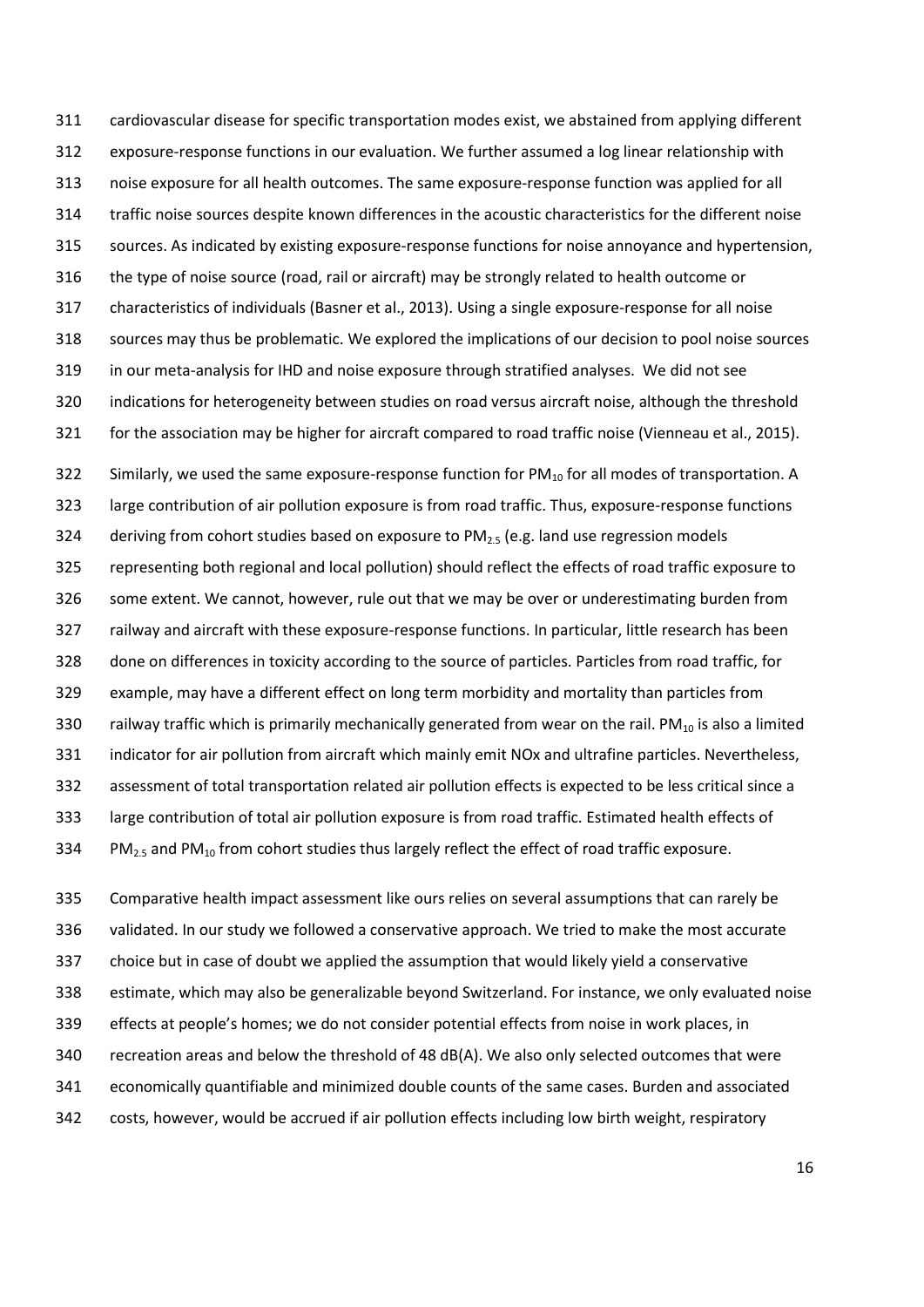cardiovascular disease for specific transportation modes exist, we abstained from applying different exposure-response functions in our evaluation. We further assumed a log linear relationship with noise exposure for all health outcomes. The same exposure-response function was applied for all traffic noise sources despite known differences in the acoustic characteristics for the different noise sources. As indicated by existing exposure-response functions for noise annoyance and hypertension, the type of noise source (road, rail or aircraft) may be strongly related to health outcome or characteristics of individuals (Basner et al., 2013). Using a single exposure-response for all noise sources may thus be problematic. We explored the implications of our decision to pool noise sources in our meta-analysis for IHD and noise exposure through stratified analyses. We did not see indications for heterogeneity between studies on road versus aircraft noise, although the threshold for the association may be higher for aircraft compared to road traffic noise (Vienneau et al., 2015).

Similarly, we used the same exposure-response function for $PM_{10}$ for all modes of transportation. A large contribution of air pollution exposure is from road traffic. Thus, exposure-response functions deriving from cohort studies based on exposure to $PM_{2.5}$ (e.g. land use regression models representing both regional and local pollution) should reflect the effects of road traffic exposure to some extent. We cannot, however, rule out that we may be over or underestimating burden from railway and aircraft with these exposure-response functions. In particular, little research has been done on differences in toxicity according to the source of particles. Particles from road traffic, for example, may have a different effect on long term morbidity and mortality than particles from railway traffic which is primarily mechanically generated from wear on the rail. $PM_{10}$ is also a limited indicator for air pollution from aircraft which mainly emit NOx and ultrafine particles. Nevertheless, assessment of total transportation related air pollution effects is expected to be less critical since a large contribution of total air pollution exposure is from road traffic. Estimated health effects of $PM_{2.5}$ and $PM_{10}$ from cohort studies thus largely reflect the effect of road traffic exposure.

Comparative health impact assessment like ours relies on several assumptions that can rarely be validated. In our study we followed a conservative approach. We tried to make the most accurate choice but in case of doubt we applied the assumption that would likely yield a conservative estimate, which may also be generalizable beyond Switzerland. For instance, we only evaluated noise effects at people's homes; we do not consider potential effects from noise in work places, in recreation areas and below the threshold of 48 dB(A). We also only selected outcomes that were economically quantifiable and minimized double counts of the same cases. Burden and associated costs, however, would be accrued if air pollution effects including low birth weight, respiratory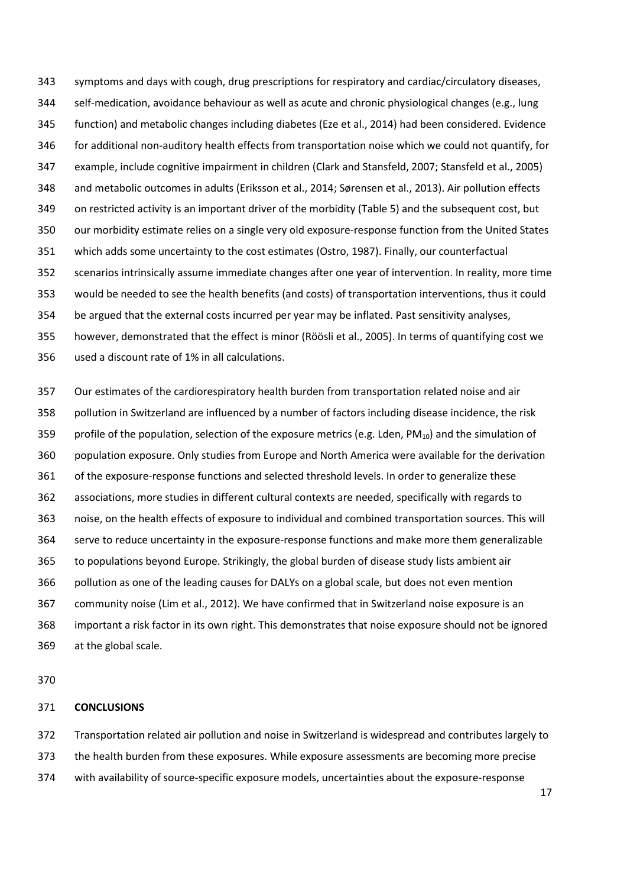symptoms and days with cough, drug prescriptions for respiratory and cardiac/circulatory diseases, self-medication, avoidance behaviour as well as acute and chronic physiological changes (e.g., lung function) and metabolic changes including diabetes (Eze et al., 2014) had been considered. Evidence for additional non-auditory health effects from transportation noise which we could not quantify, for example, include cognitive impairment in children (Clark and Stansfeld, 2007; Stansfeld et al., 2005) and metabolic outcomes in adults (Eriksson et al., 2014; Sørensen et al., 2013). Air pollution effects on restricted activity is an important driver of the morbidity (Table 5) and the subsequent cost, but our morbidity estimate relies on a single very old exposure-response function from the United States which adds some uncertainty to the cost estimates (Ostro, 1987). Finally, our counterfactual scenarios intrinsically assume immediate changes after one year of intervention. In reality, more time would be needed to see the health benefits (and costs) of transportation interventions, thus it could be argued that the external costs incurred per year may be inflated. Past sensitivity analyses, however, demonstrated that the effect is minor (Röösli et al., 2005). In terms of quantifying cost we used a discount rate of 1% in all calculations.

Our estimates of the cardiorespiratory health burden from transportation related noise and air pollution in Switzerland are influenced by a number of factors including disease incidence, the risk profile of the population, selection of the exposure metrics (e.g. Lden, $PM_{10}$) and the simulation of population exposure. Only studies from Europe and North America were available for the derivation of the exposure-response functions and selected threshold levels. In order to generalize these associations, more studies in different cultural contexts are needed, specifically with regards to noise, on the health effects of exposure to individual and combined transportation sources. This will serve to reduce uncertainty in the exposure-response functions and make more them generalizable to populations beyond Europe. Strikingly, the global burden of disease study lists ambient air pollution as one of the leading causes for DALYs on a global scale, but does not even mention community noise (Lim et al., 2012). We have confirmed that in Switzerland noise exposure is an important a risk factor in its own right. This demonstrates that noise exposure should not be ignored at the global scale.

## CONCLUSIONS

Transportation related air pollution and noise in Switzerland is widespread and contributes largely to the health burden from these exposures. While exposure assessments are becoming more precise with availability of source-specific exposure models, uncertainties about the exposure-response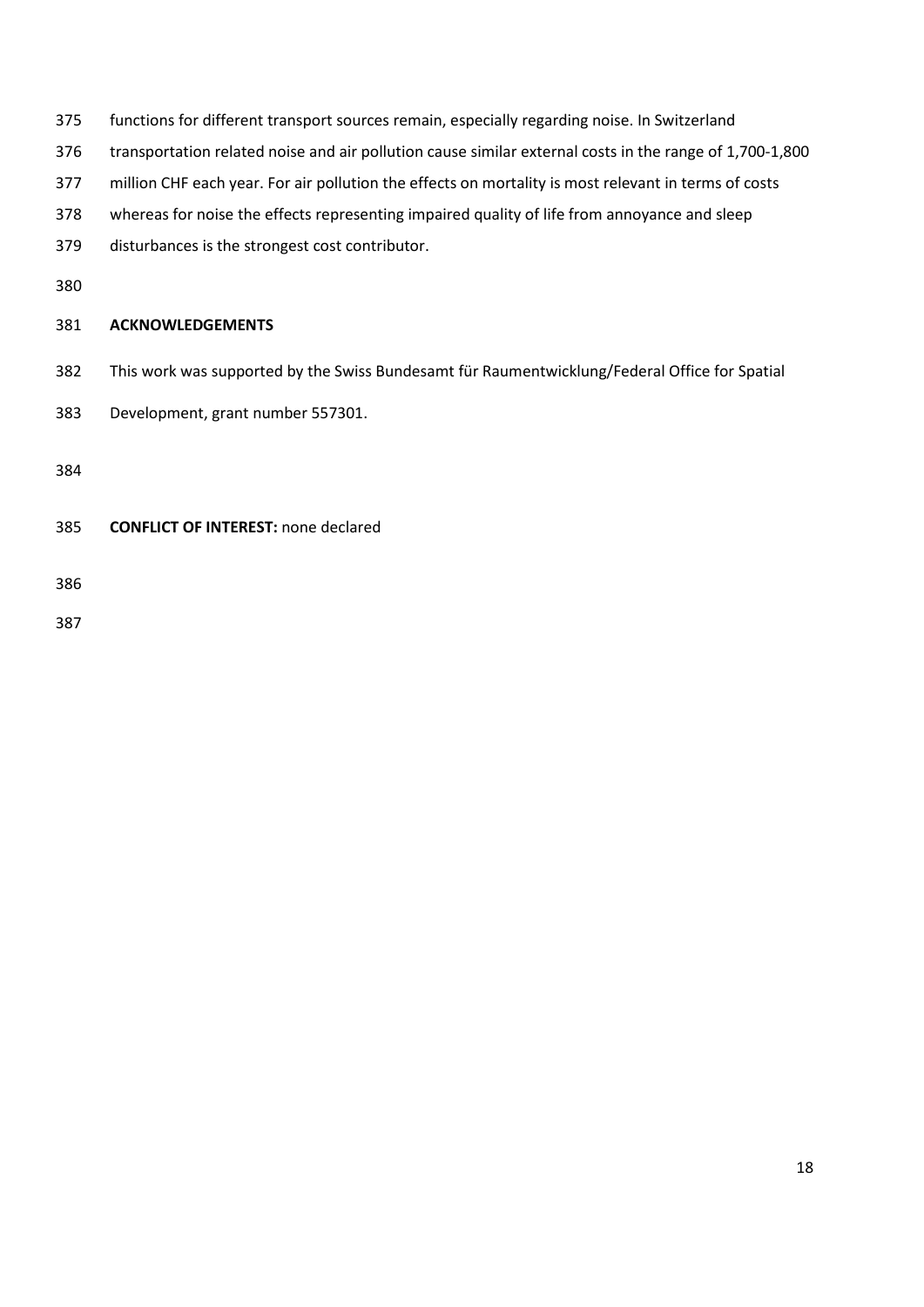functions for different transport sources remain, especially regarding noise. In Switzerland transportation related noise and air pollution cause similar external costs in the range of 1,700-1,800 million CHF each year. For air pollution the effects on mortality is most relevant in terms of costs whereas for noise the effects representing impaired quality of life from annoyance and sleep disturbances is the strongest cost contributor.

## ACKNOWLEDGEMENTS

This work was supported by the Swiss Bundesamt für Raumentwicklung/Federal Office for Spatial Development, grant number 557301.

**CONFLICT OF INTEREST:** none declared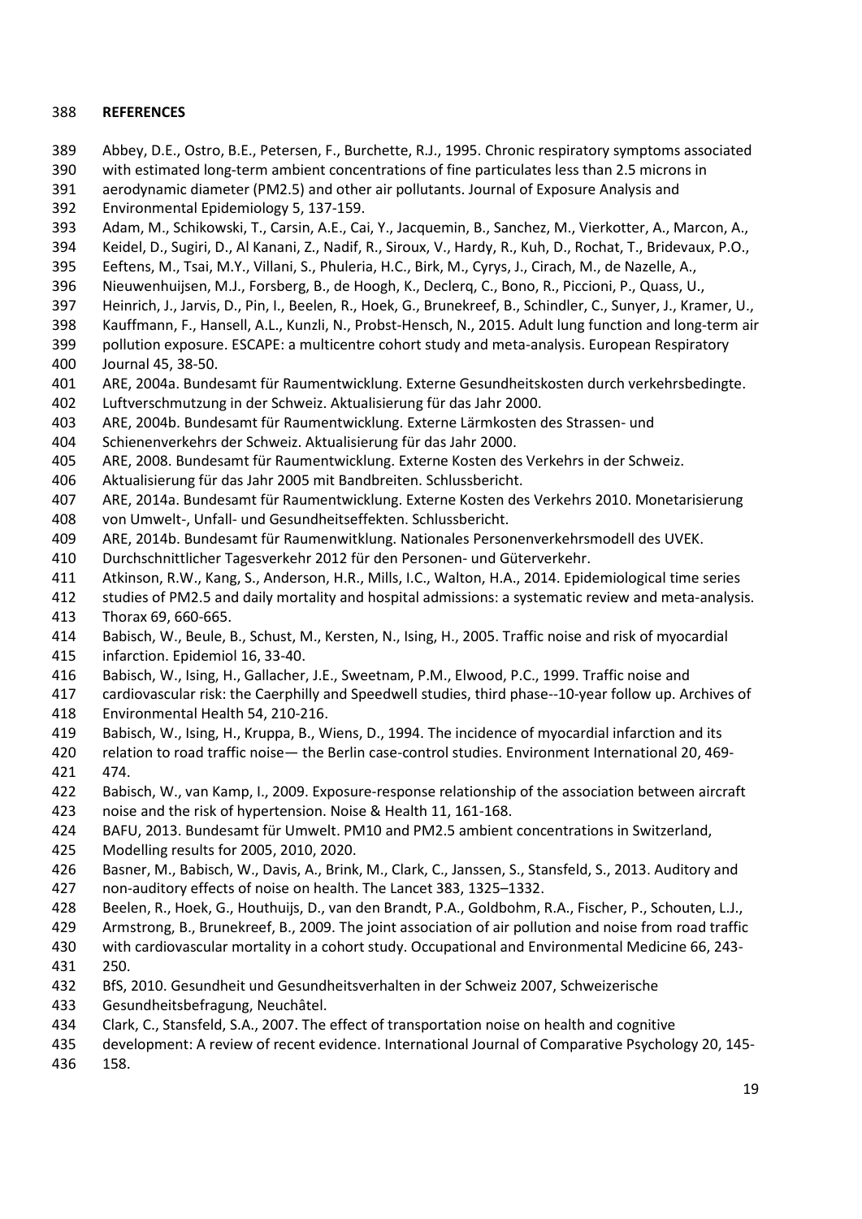**REFERENCES**

Abbey, D.E., Ostro, B.E., Petersen, F., Burchette, R.J., 1995. Chronic respiratory symptoms associated with estimated long-term ambient concentrations of fine particulates less than 2.5 microns in aerodynamic diameter (PM2.5) and other air pollutants. Journal of Exposure Analysis and Environmental Epidemiology 5, 137-159.

Adam, M., Schikowski, T., Carsin, A.E., Cai, Y., Jacquemin, B., Sanchez, M., Vierkotter, A., Marcon, A., Keidel, D., Sugiri, D., Al Kanani, Z., Nadif, R., Siroux, V., Hardy, R., Kuh, D., Rochat, T., Bridevaux, P.O., Eeftens, M., Tsai, M.Y., Villani, S., Phuleria, H.C., Birk, M., Cyrys, J., Cirach, M., de Nazelle, A., Nieuwenhuijsen, M.J., Forsberg, B., de Hoogh, K., Declerq, C., Bono, R., Piccioni, P., Quass, U., Heinrich, J., Jarvis, D., Pin, I., Beelen, R., Hoek, G., Brunekreef, B., Schindler, C., Sunyer, J., Kramer, U., Kauffmann, F., Hansell, A.L., Kunzli, N., Probst-Hensch, N., 2015. Adult lung function and long-term air pollution exposure. ESCAPE: a multicentre cohort study and meta-analysis. European Respiratory Journal 45, 38-50.

ARE, 2004a. Bundesamt für Raumentwicklung. Externe Gesundheitskosten durch verkehrsbedingte. Luftverschmutzung in der Schweiz. Aktualisierung für das Jahr 2000.

ARE, 2004b. Bundesamt für Raumentwicklung. Externe Lärmkosten des Strassen- und Schienenverkehrs der Schweiz. Aktualisierung für das Jahr 2000.

ARE, 2008. Bundesamt für Raumentwicklung. Externe Kosten des Verkehrs in der Schweiz. Aktualisierung für das Jahr 2005 mit Bandbreiten. Schlussbericht.

ARE, 2014a. Bundesamt für Raumentwicklung. Externe Kosten des Verkehrs 2010. Monetarisierung von Umwelt-, Unfall- und Gesundheitseffekten. Schlussbericht.

ARE, 2014b. Bundesamt für Raumenwitklung. Nationales Personenverkehrsmodell des UVEK. Durchschnittlicher Tagesverkehr 2012 für den Personen- und Güterverkehr.

Atkinson, R.W., Kang, S., Anderson, H.R., Mills, I.C., Walton, H.A., 2014. Epidemiological time series studies of PM2.5 and daily mortality and hospital admissions: a systematic review and meta-analysis. Thorax 69, 660-665.

Babisch, W., Beule, B., Schust, M., Kersten, N., Ising, H., 2005. Traffic noise and risk of myocardial infarction. Epidemiol 16, 33-40.

Babisch, W., Ising, H., Gallacher, J.E., Sweetnam, P.M., Elwood, P.C., 1999. Traffic noise and cardiovascular risk: the Caerphilly and Speedwell studies, third phase--10-year follow up. Archives of Environmental Health 54, 210-216.

Babisch, W., Ising, H., Kruppa, B., Wiens, D., 1994. The incidence of myocardial infarction and its relation to road traffic noise— the Berlin case-control studies. Environment International 20, 469-474.

Babisch, W., van Kamp, I., 2009. Exposure-response relationship of the association between aircraft noise and the risk of hypertension. Noise & Health 11, 161-168.

BAFU, 2013. Bundesamt für Umwelt. PM10 and PM2.5 ambient concentrations in Switzerland, Modelling results for 2005, 2010, 2020.

Basner, M., Babisch, W., Davis, A., Brink, M., Clark, C., Janssen, S., Stansfeld, S., 2013. Auditory and non-auditory effects of noise on health. The Lancet 383, 1325–1332.

Beelen, R., Hoek, G., Houthuijs, D., van den Brandt, P.A., Goldbohm, R.A., Fischer, P., Schouten, L.J., Armstrong, B., Brunekreef, B., 2009. The joint association of air pollution and noise from road traffic with cardiovascular mortality in a cohort study. Occupational and Environmental Medicine 66, 243-250.

BfS, 2010. Gesundheit und Gesundheitsverhalten in der Schweiz 2007, Schweizerische Gesundheitsbefragung, Neuchâtel.

Clark, C., Stansfeld, S.A., 2007. The effect of transportation noise on health and cognitive development: A review of recent evidence. International Journal of Comparative Psychology 20, 145-158.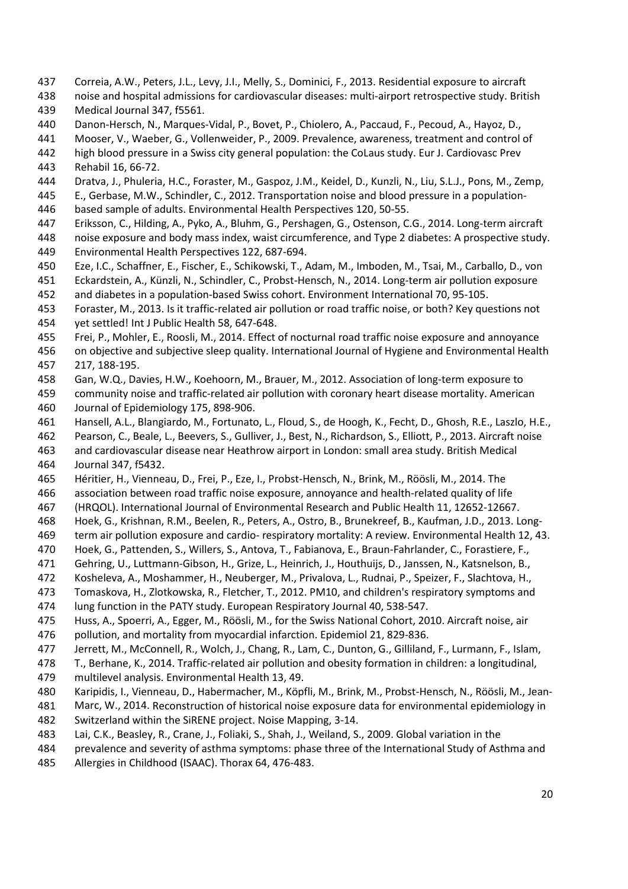Correia, A.W., Peters, J.L., Levy, J.I., Melly, S., Dominici, F., 2013. Residential exposure to aircraft noise and hospital admissions for cardiovascular diseases: multi-airport retrospective study. British Medical Journal 347, f5561.

Danon-Hersch, N., Marques-Vidal, P., Bovet, P., Chiolero, A., Paccaud, F., Pecoud, A., Hayoz, D., Mooser, V., Waeber, G., Vollenweider, P., 2009. Prevalence, awareness, treatment and control of high blood pressure in a Swiss city general population: the CoLaus study. Eur J. Cardiovasc Prev Rehabil 16, 66-72.

Dratva, J., Phuleria, H.C., Foraster, M., Gaspoz, J.M., Keidel, D., Kunzli, N., Liu, S.L.J., Pons, M., Zemp, E., Gerbase, M.W., Schindler, C., 2012. Transportation noise and blood pressure in a population-based sample of adults. Environmental Health Perspectives 120, 50-55.

Eriksson, C., Hilding, A., Pyko, A., Bluhm, G., Pershagen, G., Ostenson, C.G., 2014. Long-term aircraft noise exposure and body mass index, waist circumference, and Type 2 diabetes: A prospective study. Environmental Health Perspectives 122, 687-694.

Eze, I.C., Schaffner, E., Fischer, E., Schikowski, T., Adam, M., Imboden, M., Tsai, M., Carballo, D., von Eckardstein, A., Künzli, N., Schindler, C., Probst-Hensch, N., 2014. Long-term air pollution exposure and diabetes in a population-based Swiss cohort. Environment International 70, 95-105.

Foraster, M., 2013. Is it traffic-related air pollution or road traffic noise, or both? Key questions not yet settled! Int J Public Health 58, 647-648.

Frei, P., Mohler, E., Roosli, M., 2014. Effect of nocturnal road traffic noise exposure and annoyance on objective and subjective sleep quality. International Journal of Hygiene and Environmental Health 217, 188-195.

Gan, W.Q., Davies, H.W., Koehoorn, M., Brauer, M., 2012. Association of long-term exposure to community noise and traffic-related air pollution with coronary heart disease mortality. American Journal of Epidemiology 175, 898-906.

Hansell, A.L., Blangiardo, M., Fortunato, L., Floud, S., de Hoogh, K., Fecht, D., Ghosh, R.E., Laszlo, H.E., Pearson, C., Beale, L., Beevers, S., Gulliver, J., Best, N., Richardson, S., Elliott, P., 2013. Aircraft noise and cardiovascular disease near Heathrow airport in London: small area study. British Medical Journal 347, f5432.

Héritier, H., Vienneau, D., Frei, P., Eze, I., Probst-Hensch, N., Brink, M., Röösli, M., 2014. The association between road traffic noise exposure, annoyance and health-related quality of life (HRQOL). International Journal of Environmental Research and Public Health 11, 12652-12667.

Hoek, G., Krishnan, R.M., Beelen, R., Peters, A., Ostro, B., Brunekreef, B., Kaufman, J.D., 2013. Long-term air pollution exposure and cardio- respiratory mortality: A review. Environmental Health 12, 43.

Hoek, G., Pattenden, S., Willers, S., Antova, T., Fabianova, E., Braun-Fahrlander, C., Forastiere, F., Gehring, U., Luttmann-Gibson, H., Grize, L., Heinrich, J., Houthuijs, D., Janssen, N., Katsnelson, B., Kosheleva, A., Moshammer, H., Neuberger, M., Privalova, L., Rudnai, P., Speizer, F., Slachtova, H., Tomaskova, H., Zlotkowska, R., Fletcher, T., 2012. PM10, and children's respiratory symptoms and lung function in the PATY study. European Respiratory Journal 40, 538-547.

Huss, A., Spoerri, A., Egger, M., Röösli, M., for the Swiss National Cohort, 2010. Aircraft noise, air pollution, and mortality from myocardial infarction. Epidemiol 21, 829-836.

Jerrett, M., McConnell, R., Wolch, J., Chang, R., Lam, C., Dunton, G., Gilliland, F., Lurmann, F., Islam, T., Berhane, K., 2014. Traffic-related air pollution and obesity formation in children: a longitudinal, multilevel analysis. Environmental Health 13, 49.

Karipidis, I., Vienneau, D., Habermacher, M., Köpfli, M., Brink, M., Probst-Hensch, N., Röösli, M., Jean-Marc, W., 2014. Reconstruction of historical noise exposure data for environmental epidemiology in Switzerland within the SiRENE project. Noise Mapping, 3-14.

Lai, C.K., Beasley, R., Crane, J., Foliaki, S., Shah, J., Weiland, S., 2009. Global variation in the prevalence and severity of asthma symptoms: phase three of the International Study of Asthma and Allergies in Childhood (ISAAC). Thorax 64, 476-483.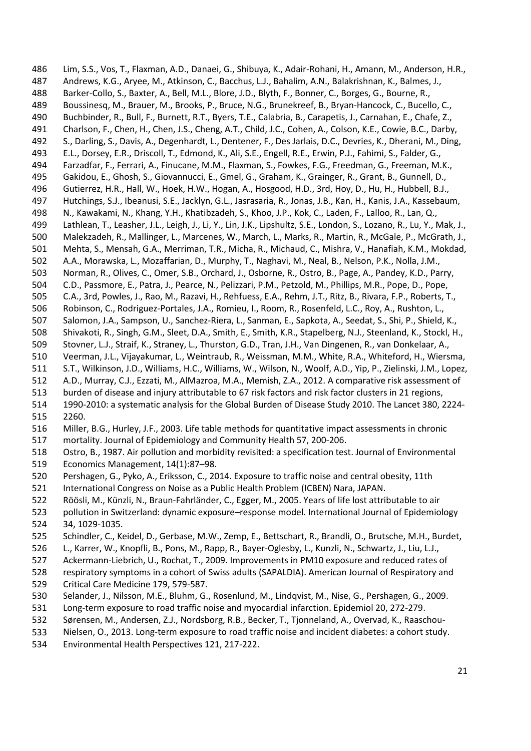Lim, S.S., Vos, T., Flaxman, A.D., Danaei, G., Shibuya, K., Adair-Rohani, H., Amann, M., Anderson, H.R., Andrews, K.G., Aryee, M., Atkinson, C., Bacchus, L.J., Bahalim, A.N., Balakrishnan, K., Balmes, J., Barker-Collo, S., Baxter, A., Bell, M.L., Blore, J.D., Blyth, F., Bonner, C., Borges, G., Bourne, R., Boussinesq, M., Brauer, M., Brooks, P., Bruce, N.G., Brunekreef, B., Bryan-Hancock, C., Bucello, C., Buchbinder, R., Bull, F., Burnett, R.T., Byers, T.E., Calabria, B., Carapetis, J., Carnahan, E., Chafe, Z., Charlson, F., Chen, H., Chen, J.S., Cheng, A.T., Child, J.C., Cohen, A., Colson, K.E., Cowie, B.C., Darby, S., Darling, S., Davis, A., Degenhardt, L., Dentener, F., Des Jarlais, D.C., Devries, K., Dherani, M., Ding, E.L., Dorsey, E.R., Driscoll, T., Edmond, K., Ali, S.E., Engell, R.E., Erwin, P.J., Fahimi, S., Falder, G., Farzadfar, F., Ferrari, A., Finucane, M.M., Flaxman, S., Fowkes, F.G., Freedman, G., Freeman, M.K., Gakidou, E., Ghosh, S., Giovannucci, E., Gmel, G., Graham, K., Grainger, R., Grant, B., Gunnell, D., Gutierrez, H.R., Hall, W., Hoek, H.W., Hogan, A., Hosgood, H.D., 3rd, Hoy, D., Hu, H., Hubbell, B.J., Hutchings, S.J., Ibeanusi, S.E., Jacklyn, G.L., Jasrasaria, R., Jonas, J.B., Kan, H., Kanis, J.A., Kassebaum, N., Kawakami, N., Khang, Y.H., Khatibzadeh, S., Khoo, J.P., Kok, C., Laden, F., Lalloo, R., Lan, Q., Lathlean, T., Leasher, J.L., Leigh, J., Li, Y., Lin, J.K., Lipshultz, S.E., London, S., Lozano, R., Lu, Y., Mak, J., Malekzadeh, R., Mallinger, L., Marcenes, W., March, L., Marks, R., Martin, R., McGale, P., McGrath, J., Mehta, S., Mensah, G.A., Merriman, T.R., Micha, R., Michaud, C., Mishra, V., Hanafiah, K.M., Mokdad, A.A., Morawska, L., Mozaffarian, D., Murphy, T., Naghavi, M., Neal, B., Nelson, P.K., Nolla, J.M., Norman, R., Olives, C., Omer, S.B., Orchard, J., Osborne, R., Ostro, B., Page, A., Pandey, K.D., Parry, C.D., Passmore, E., Patra, J., Pearce, N., Pelizzari, P.M., Petzold, M., Phillips, M.R., Pope, D., Pope, C.A., 3rd, Powles, J., Rao, M., Razavi, H., Rehfuess, E.A., Rehm, J.T., Ritz, B., Rivara, F.P., Roberts, T., Robinson, C., Rodriguez-Portales, J.A., Romieu, I., Room, R., Rosenfeld, L.C., Roy, A., Rushton, L., Salomon, J.A., Sampson, U., Sanchez-Riera, L., Sanman, E., Sapkota, A., Seedat, S., Shi, P., Shield, K., Shivakoti, R., Singh, G.M., Sleet, D.A., Smith, E., Smith, K.R., Stapelberg, N.J., Steenland, K., Stockl, H., Stovner, L.J., Straif, K., Straney, L., Thurston, G.D., Tran, J.H., Van Dingenen, R., van Donkelaar, A., Veerman, J.L., Vijayakumar, L., Weintraub, R., Weissman, M.M., White, R.A., Whiteford, H., Wiersma, S.T., Wilkinson, J.D., Williams, H.C., Williams, W., Wilson, N., Woolf, A.D., Yip, P., Zielinski, J.M., Lopez, A.D., Murray, C.J., Ezzati, M., AlMazroa, M.A., Memish, Z.A., 2012. A comparative risk assessment of burden of disease and injury attributable to 67 risk factors and risk factor clusters in 21 regions, 1990-2010: a systematic analysis for the Global Burden of Disease Study 2010. The Lancet 380, 2224-2260.

Miller, B.G., Hurley, J.F., 2003. Life table methods for quantitative impact assessments in chronic mortality. Journal of Epidemiology and Community Health 57, 200-206.

Ostro, B., 1987. Air pollution and morbidity revisited: a specification test. Journal of Environmental Economics Management, 14(1):87–98.

Pershagen, G., Pyko, A., Eriksson, C., 2014. Exposure to traffic noise and central obesity, 11th International Congress on Noise as a Public Health Problem (ICBEN) Nara, JAPAN.

Röösli, M., Künzli, N., Braun-Fahrländer, C., Egger, M., 2005. Years of life lost attributable to air pollution in Switzerland: dynamic exposure–response model. International Journal of Epidemiology 34, 1029-1035.

Schindler, C., Keidel, D., Gerbase, M.W., Zemp, E., Bettschart, R., Brandli, O., Brutsche, M.H., Burdet, L., Karrer, W., Knopfli, B., Pons, M., Rapp, R., Bayer-Oglesby, L., Kunzli, N., Schwartz, J., Liu, L.J., Ackermann-Liebrich, U., Rochat, T., 2009. Improvements in PM10 exposure and reduced rates of respiratory symptoms in a cohort of Swiss adults (SAPALDIA). American Journal of Respiratory and Critical Care Medicine 179, 579-587.

Selander, J., Nilsson, M.E., Bluhm, G., Rosenlund, M., Lindqvist, M., Nise, G., Pershagen, G., 2009. Long-term exposure to road traffic noise and myocardial infarction. Epidemiol 20, 272-279.

Sørensen, M., Andersen, Z.J., Nordsborg, R.B., Becker, T., Tjonneland, A., Overvad, K., Raaschou-Nielsen, O., 2013. Long-term exposure to road traffic noise and incident diabetes: a cohort study. Environmental Health Perspectives 121, 217-222.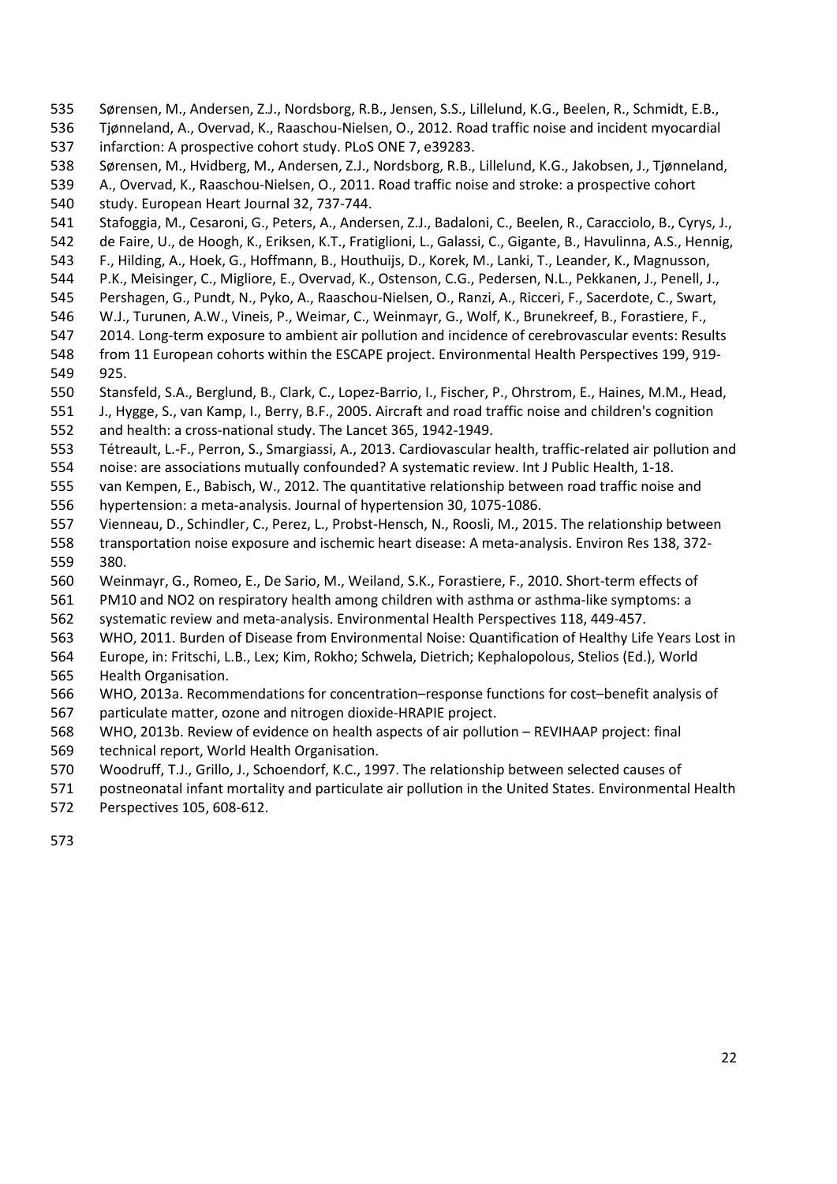Sørensen, M., Andersen, Z.J., Nordsborg, R.B., Jensen, S.S., Lillelund, K.G., Beelen, R., Schmidt, E.B., Tjønneland, A., Overvad, K., Raaschou-Nielsen, O., 2012. Road traffic noise and incident myocardial infarction: A prospective cohort study. PLoS ONE 7, e39283.

Sørensen, M., Hvidberg, M., Andersen, Z.J., Nordsborg, R.B., Lillelund, K.G., Jakobsen, J., Tjønneland, A., Overvad, K., Raaschou-Nielsen, O., 2011. Road traffic noise and stroke: a prospective cohort study. European Heart Journal 32, 737-744.

Stafoggia, M., Cesaroni, G., Peters, A., Andersen, Z.J., Badaloni, C., Beelen, R., Caracciolo, B., Cyrys, J., de Faire, U., de Hoogh, K., Eriksen, K.T., Fratiglioni, L., Galassi, C., Gigante, B., Havulinna, A.S., Hennig, F., Hilding, A., Hoek, G., Hoffmann, B., Houthuijs, D., Korek, M., Lanki, T., Leander, K., Magnusson, P.K., Meisinger, C., Migliore, E., Overvad, K., Ostenson, C.G., Pedersen, N.L., Pekkanen, J., Penell, J., Pershagen, G., Pundt, N., Pyko, A., Raaschou-Nielsen, O., Ranzi, A., Ricceri, F., Sacerdote, C., Swart, W.J., Turunen, A.W., Vineis, P., Weimar, C., Weinmayr, G., Wolf, K., Brunekreef, B., Forastiere, F., 2014. Long-term exposure to ambient air pollution and incidence of cerebrovascular events: Results from 11 European cohorts within the ESCAPE project. Environmental Health Perspectives 199, 919-925.

Stansfeld, S.A., Berglund, B., Clark, C., Lopez-Barrio, I., Fischer, P., Ohrstrom, E., Haines, M.M., Head, J., Hygge, S., van Kamp, I., Berry, B.F., 2005. Aircraft and road traffic noise and children's cognition and health: a cross-national study. The Lancet 365, 1942-1949.

Tétreault, L.-F., Perron, S., Smargiassi, A., 2013. Cardiovascular health, traffic-related air pollution and noise: are associations mutually confounded? A systematic review. Int J Public Health, 1-18.

van Kempen, E., Babisch, W., 2012. The quantitative relationship between road traffic noise and hypertension: a meta-analysis. Journal of hypertension 30, 1075-1086.

Vienneau, D., Schindler, C., Perez, L., Probst-Hensch, N., Roosli, M., 2015. The relationship between transportation noise exposure and ischemic heart disease: A meta-analysis. Environ Res 138, 372-380.

Weinmayr, G., Romeo, E., De Sario, M., Weiland, S.K., Forastiere, F., 2010. Short-term effects of PM10 and NO2 on respiratory health among children with asthma or asthma-like symptoms: a systematic review and meta-analysis. Environmental Health Perspectives 118, 449-457.

WHO, 2011. Burden of Disease from Environmental Noise: Quantification of Healthy Life Years Lost in Europe, in: Fritschi, L.B., Lex; Kim, Rokho; Schwela, Dietrich; Kephalopolous, Stelios (Ed.), World Health Organisation.

WHO, 2013a. Recommendations for concentration–response functions for cost–benefit analysis of particulate matter, ozone and nitrogen dioxide-HRAPIE project.

WHO, 2013b. Review of evidence on health aspects of air pollution – REVIHAAP project: final technical report, World Health Organisation.

Woodruff, T.J., Grillo, J., Schoendorf, K.C., 1997. The relationship between selected causes of postneonatal infant mortality and particulate air pollution in the United States. Environmental Health Perspectives 105, 608-612.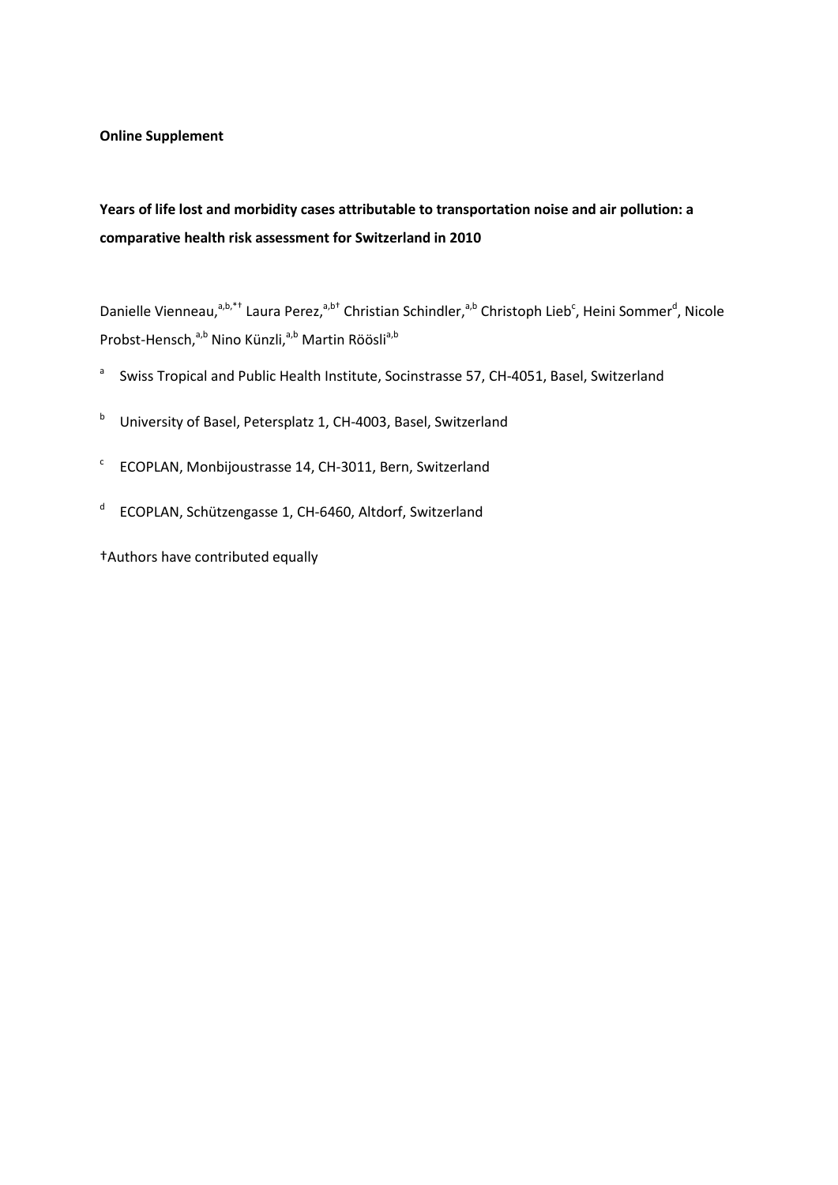**Online Supplement**

**Years of life lost and morbidity cases attributable to transportation noise and air pollution: a comparative health risk assessment for Switzerland in 2010**

Danielle Vienneau,[a,b,*†] Laura Perez,[a,b†] Christian Schindler,[a,b] Christoph Lieb[c], Heini Sommer[d], Nicole Probst-Hensch,[a,b] Nino Künzli,[a,b] Martin Röösli[a,b]

[a] Swiss Tropical and Public Health Institute, Socinstrasse 57, CH-4051, Basel, Switzerland

[b] University of Basel, Petersplatz 1, CH-4003, Basel, Switzerland

[c] ECOPLAN, Monbijoustrasse 14, CH-3011, Bern, Switzerland

[d] ECOPLAN, Schützengasse 1, CH-6460, Altdorf, Switzerland

†Authors have contributed equally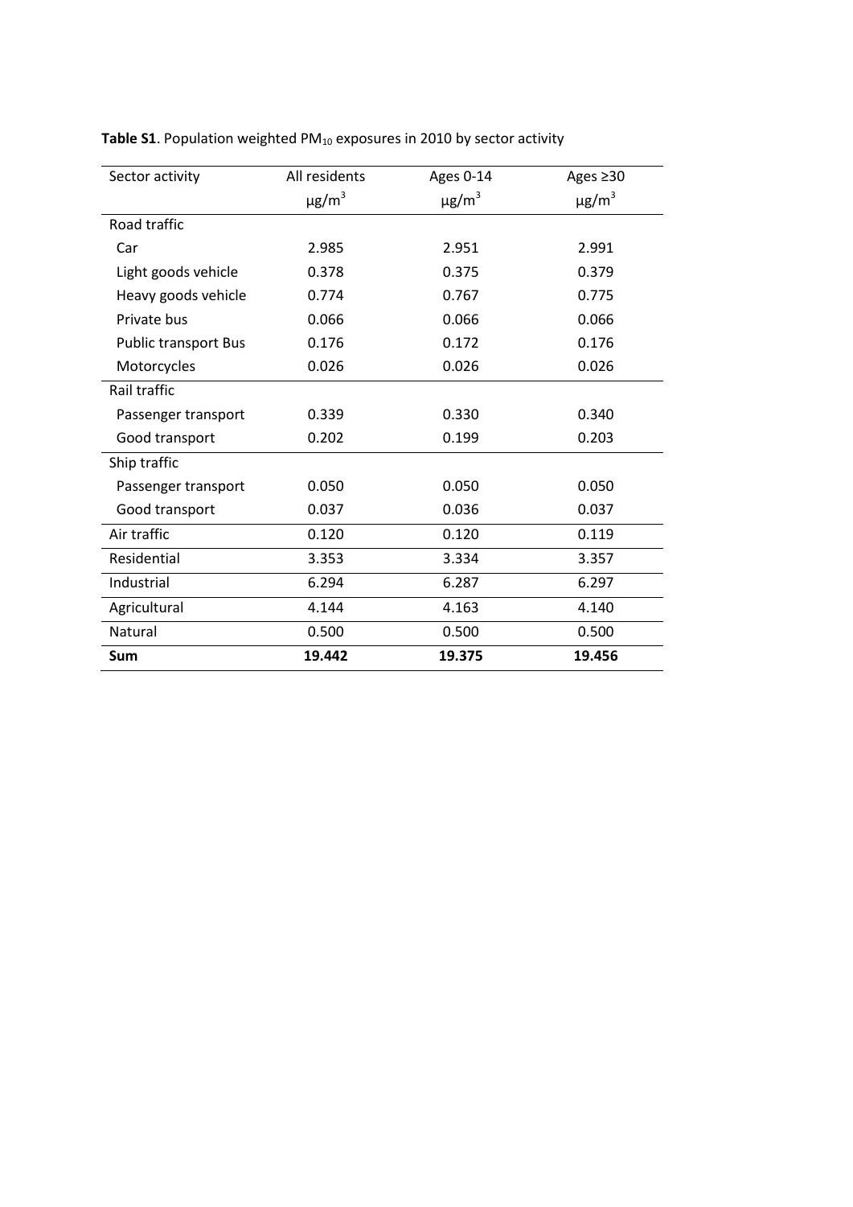**Table S1**. Population weighted $PM_{10}$ exposures in 2010 by sector activity

| Sector activity | All residents $\mu g/m^3$ | Ages 0-14 $\mu g/m^3$ | Ages ≥30 $\mu g/m^3$ |
|---|---|---|---|
| Road traffic | | | |
| Car | 2.985 | 2.951 | 2.991 |
| Light goods vehicle | 0.378 | 0.375 | 0.379 |
| Heavy goods vehicle | 0.774 | 0.767 | 0.775 |
| Private bus | 0.066 | 0.066 | 0.066 |
| Public transport Bus | 0.176 | 0.172 | 0.176 |
| Motorcycles | 0.026 | 0.026 | 0.026 |
| Rail traffic | | | |
| Passenger transport | 0.339 | 0.330 | 0.340 |
| Good transport | 0.202 | 0.199 | 0.203 |
| Ship traffic | | | |
| Passenger transport | 0.050 | 0.050 | 0.050 |
| Good transport | 0.037 | 0.036 | 0.037 |
| Air traffic | 0.120 | 0.120 | 0.119 |
| Residential | 3.353 | 3.334 | 3.357 |
| Industrial | 6.294 | 6.287 | 6.297 |
| Agricultural | 4.144 | 4.163 | 4.140 |
| Natural | 0.500 | 0.500 | 0.500 |
| **Sum** | **19.442** | **19.375** | **19.456** |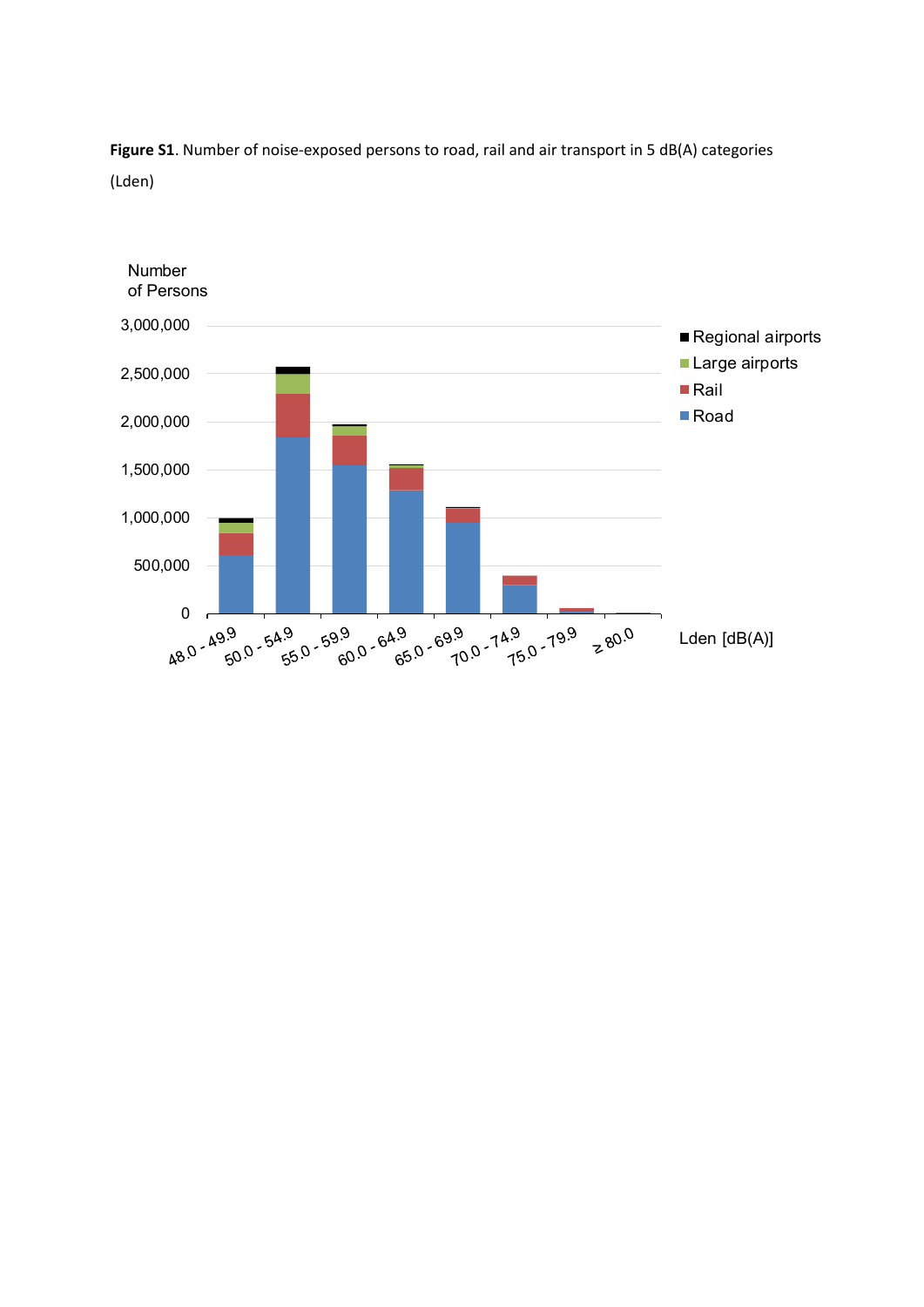**Figure S1**. Number of noise-exposed persons to road, rail and air transport in 5 dB(A) categories (Lden)

Number
of Persons

3,000,000
2,500,000
2,000,000
1,500,000
1,000,000
500,000
0

48.0 - 49.9
50.0 - 54.9
55.0 - 59.9
60.0 - 64.9
65.0 - 69.9
70.0 - 74.9
75.0 - 79.9
≥ 80.0

Lden [dB(A)]

Regional airports
Large airports
Rail
Road